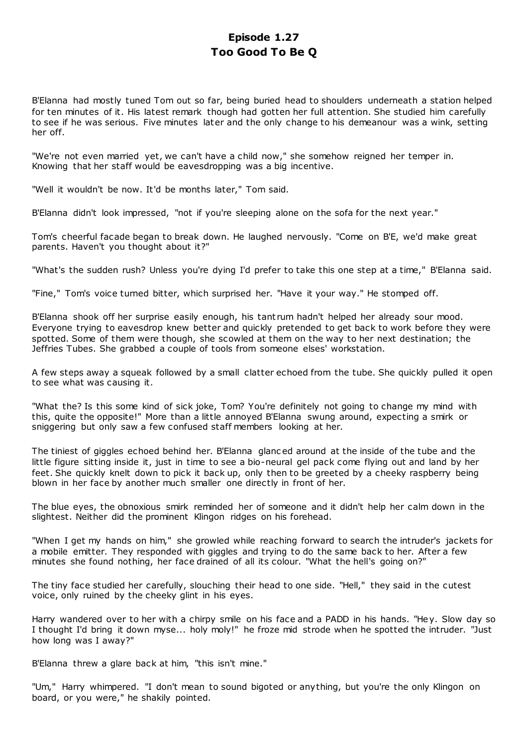# Episode 1.27
## Too Good To Be Q

B'Elanna had mostly tuned Tom out so far, being buried head to shoulders underneath a station helped for ten minutes of it. His latest remark though had gotten her full attention. She studied him carefully to see if he was serious. Five minutes later and the only change to his demeanour was a wink, setting her off.

"We're not even married yet, we can't have a child now," she somehow reigned her temper in. Knowing that her staff would be eavesdropping was a big incentive.

"Well it wouldn't be now. It'd be months later," Tom said.

B'Elanna didn't look impressed, "not if you're sleeping alone on the sofa for the next year."

Tom's cheerful facade began to break down. He laughed nervously. "Come on B'E, we'd make great parents. Haven't you thought about it?"

"What's the sudden rush? Unless you're dying I'd prefer to take this one step at a time," B'Elanna said.

"Fine," Tom's voice turned bitter, which surprised her. "Have it your way." He stomped off.

B'Elanna shook off her surprise easily enough, his tantrum hadn't helped her already sour mood. Everyone trying to eavesdrop knew better and quickly pretended to get back to work before they were spotted. Some of them were though, she scowled at them on the way to her next destination; the Jeffries Tubes. She grabbed a couple of tools from someone elses' workstation.

A few steps away a squeak followed by a small clatter echoed from the tube. She quickly pulled it open to see what was causing it.

"What the? Is this some kind of sick joke, Tom? You're definitely not going to change my mind with this, quite the opposite!" More than a little annoyed B'Elanna swung around, expecting a smirk or sniggering but only saw a few confused staff members looking at her.

The tiniest of giggles echoed behind her. B'Elanna glanced around at the inside of the tube and the little figure sitting inside it, just in time to see a bio-neural gel pack come flying out and land by her feet. She quickly knelt down to pick it back up, only then to be greeted by a cheeky raspberry being blown in her face by another much smaller one directly in front of her.

The blue eyes, the obnoxious smirk reminded her of someone and it didn't help her calm down in the slightest. Neither did the prominent Klingon ridges on his forehead.

"When I get my hands on him," she growled while reaching forward to search the intruder's jackets for a mobile emitter. They responded with giggles and trying to do the same back to her. After a few minutes she found nothing, her face drained of all its colour. "What the hell's going on?"

The tiny face studied her carefully, slouching their head to one side. "Hell," they said in the cutest voice, only ruined by the cheeky glint in his eyes.

Harry wandered over to her with a chirpy smile on his face and a PADD in his hands. "Hey. Slow day so I thought I'd bring it down myse... holy moly!" he froze mid strode when he spotted the intruder. "Just how long was I away?"

B'Elanna threw a glare back at him, "this isn't mine."

"Um," Harry whimpered. "I don't mean to sound bigoted or anything, but you're the only Klingon on board, or you were," he shakily pointed.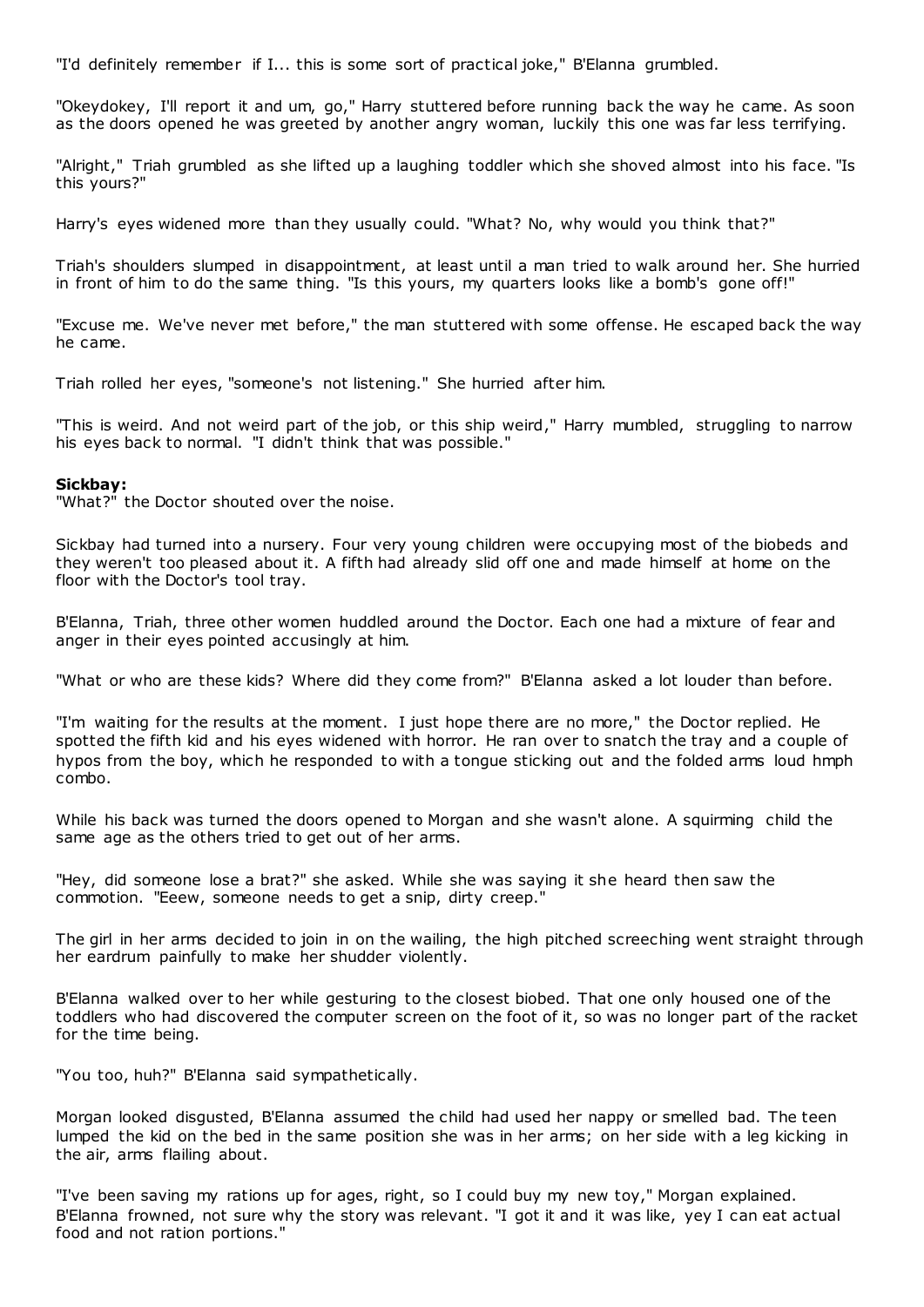"I'd definitely remember if I... this is some sort of practical joke," B'Elanna grumbled.

"Okeydokey, I'll report it and um, go," Harry stuttered before running back the way he came. As soon as the doors opened he was greeted by another angry woman, luckily this one was far less terrifying.

"Alright," Triah grumbled as she lifted up a laughing toddler which she shoved almost into his face. "Is this yours?"

Harry's eyes widened more than they usually could. "What? No, why would you think that?"

Triah's shoulders slumped in disappointment, at least until a man tried to walk around her. She hurried in front of him to do the same thing. "Is this yours, my quarters looks like a bomb's gone off!"

"Excuse me. We've never met before," the man stuttered with some offense. He escaped back the way he came.

Triah rolled her eyes, "someone's not listening." She hurried after him.

"This is weird. And not weird part of the job, or this ship weird," Harry mumbled, struggling to narrow his eyes back to normal. "I didn't think that was possible."

**Sickbay:**
"What?" the Doctor shouted over the noise.

Sickbay had turned into a nursery. Four very young children were occupying most of the biobeds and they weren't too pleased about it. A fifth had already slid off one and made himself at home on the floor with the Doctor's tool tray.

B'Elanna, Triah, three other women huddled around the Doctor. Each one had a mixture of fear and anger in their eyes pointed accusingly at him.

"What or who are these kids? Where did they come from?" B'Elanna asked a lot louder than before.

"I'm waiting for the results at the moment. I just hope there are no more," the Doctor replied. He spotted the fifth kid and his eyes widened with horror. He ran over to snatch the tray and a couple of hypos from the boy, which he responded to with a tongue sticking out and the folded arms loud hmph combo.

While his back was turned the doors opened to Morgan and she wasn't alone. A squirming child the same age as the others tried to get out of her arms.

"Hey, did someone lose a brat?" she asked. While she was saying it she heard then saw the commotion. "Eeew, someone needs to get a snip, dirty creep."

The girl in her arms decided to join in on the wailing, the high pitched screeching went straight through her eardrum painfully to make her shudder violently.

B'Elanna walked over to her while gesturing to the closest biobed. That one only housed one of the toddlers who had discovered the computer screen on the foot of it, so was no longer part of the racket for the time being.

"You too, huh?" B'Elanna said sympathetically.

Morgan looked disgusted, B'Elanna assumed the child had used her nappy or smelled bad. The teen lumped the kid on the bed in the same position she was in her arms; on her side with a leg kicking in the air, arms flailing about.

"I've been saving my rations up for ages, right, so I could buy my new toy," Morgan explained. B'Elanna frowned, not sure why the story was relevant. "I got it and it was like, yey I can eat actual food and not ration portions."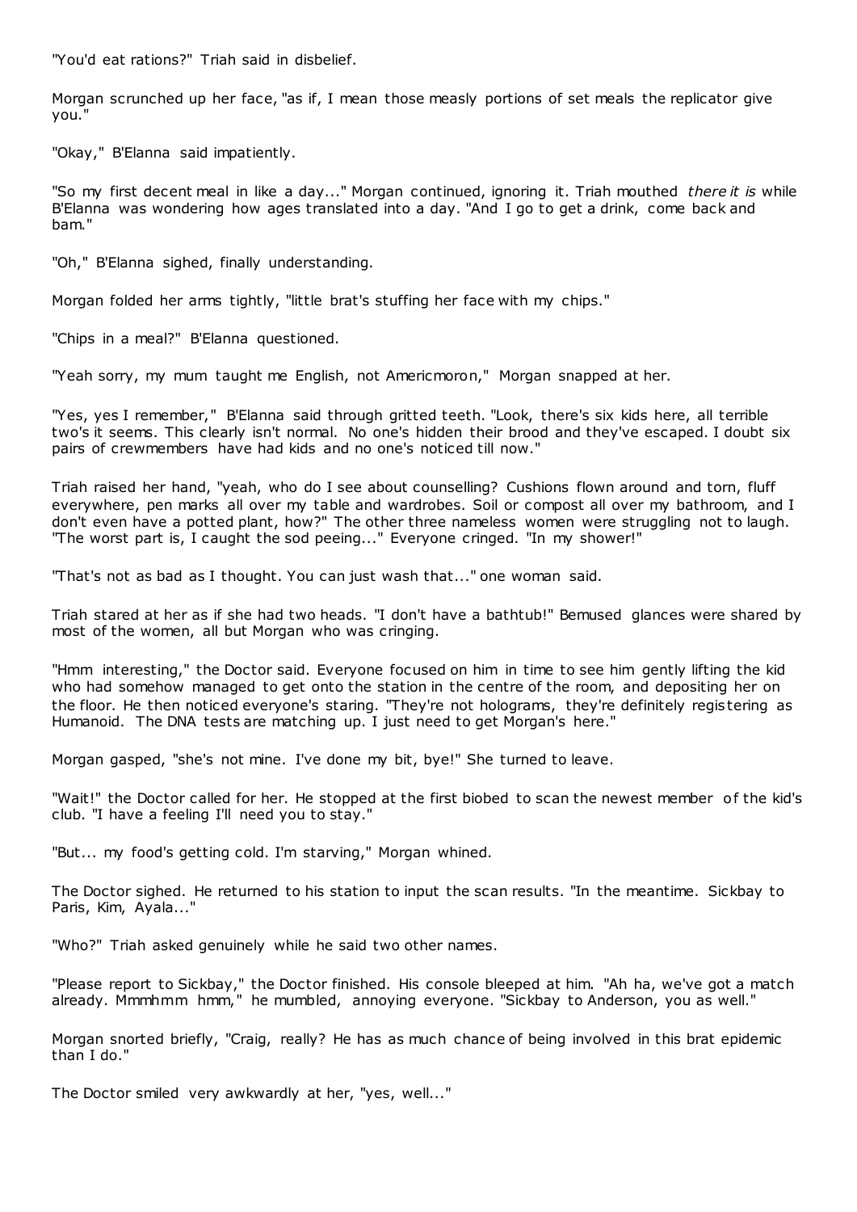"You'd eat rations?" Triah said in disbelief.

Morgan scrunched up her face, "as if, I mean those measly portions of set meals the replicator give you."

"Okay," B'Elanna said impatiently.

"So my first decent meal in like a day..." Morgan continued, ignoring it. Triah mouthed *there it is* while B'Elanna was wondering how ages translated into a day. "And I go to get a drink, come back and bam."

"Oh," B'Elanna sighed, finally understanding.

Morgan folded her arms tightly, "little brat's stuffing her face with my chips."

"Chips in a meal?" B'Elanna questioned.

"Yeah sorry, my mum taught me English, not Americmoron," Morgan snapped at her.

"Yes, yes I remember," B'Elanna said through gritted teeth. "Look, there's six kids here, all terrible two's it seems. This clearly isn't normal. No one's hidden their brood and they've escaped. I doubt six pairs of crewmembers have had kids and no one's noticed till now."

Triah raised her hand, "yeah, who do I see about counselling? Cushions flown around and torn, fluff everywhere, pen marks all over my table and wardrobes. Soil or compost all over my bathroom, and I don't even have a potted plant, how?" The other three nameless women were struggling not to laugh. "The worst part is, I caught the sod peeing..." Everyone cringed. "In my shower!"

"That's not as bad as I thought. You can just wash that..." one woman said.

Triah stared at her as if she had two heads. "I don't have a bathtub!" Bemused glances were shared by most of the women, all but Morgan who was cringing.

"Hmm interesting," the Doctor said. Everyone focused on him in time to see him gently lifting the kid who had somehow managed to get onto the station in the centre of the room, and depositing her on the floor. He then noticed everyone's staring. "They're not holograms, they're definitely registering as Humanoid. The DNA tests are matching up. I just need to get Morgan's here."

Morgan gasped, "she's not mine. I've done my bit, bye!" She turned to leave.

"Wait!" the Doctor called for her. He stopped at the first biobed to scan the newest member of the kid's club. "I have a feeling I'll need you to stay."

"But... my food's getting cold. I'm starving," Morgan whined.

The Doctor sighed. He returned to his station to input the scan results. "In the meantime. Sickbay to Paris, Kim, Ayala..."

"Who?" Triah asked genuinely while he said two other names.

"Please report to Sickbay," the Doctor finished. His console bleeped at him. "Ah ha, we've got a match already. Mmmhmm hmm," he mumbled, annoying everyone. "Sickbay to Anderson, you as well."

Morgan snorted briefly, "Craig, really? He has as much chance of being involved in this brat epidemic than I do."

The Doctor smiled very awkwardly at her, "yes, well..."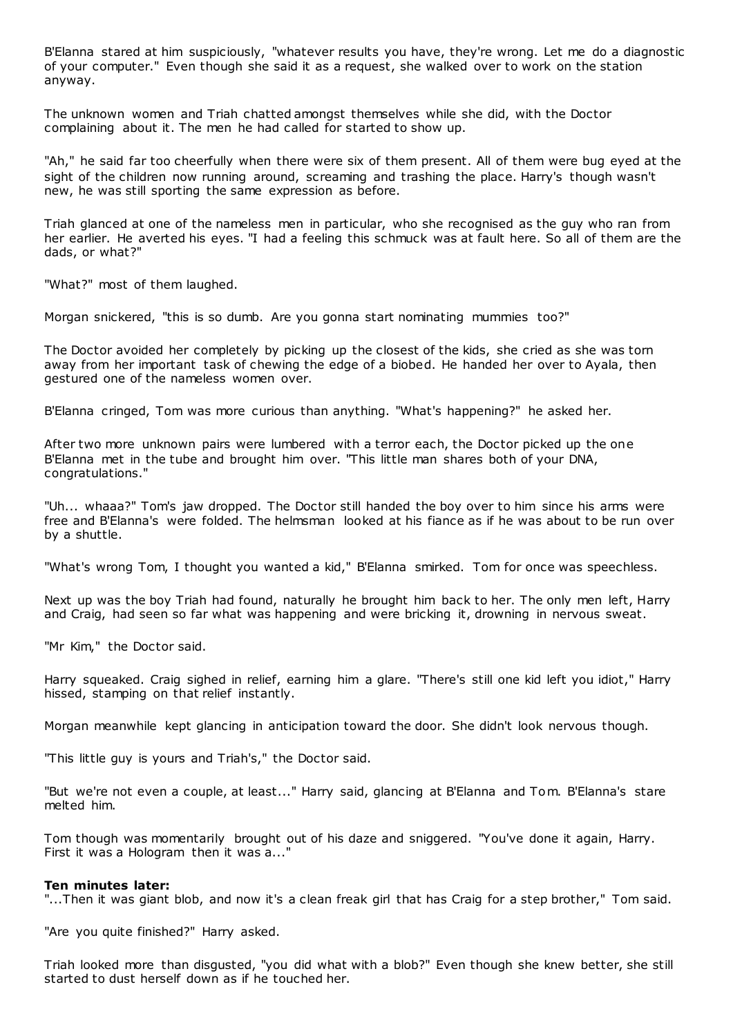B'Elanna stared at him suspiciously, "whatever results you have, they're wrong. Let me do a diagnostic of your computer." Even though she said it as a request, she walked over to work on the station anyway.

The unknown women and Triah chatted amongst themselves while she did, with the Doctor complaining about it. The men he had called for started to show up.

"Ah," he said far too cheerfully when there were six of them present. All of them were bug eyed at the sight of the children now running around, screaming and trashing the place. Harry's though wasn't new, he was still sporting the same expression as before.

Triah glanced at one of the nameless men in particular, who she recognised as the guy who ran from her earlier. He averted his eyes. "I had a feeling this schmuck was at fault here. So all of them are the dads, or what?"

"What?" most of them laughed.

Morgan snickered, "this is so dumb. Are you gonna start nominating mummies too?"

The Doctor avoided her completely by picking up the closest of the kids, she cried as she was torn away from her important task of chewing the edge of a biobed. He handed her over to Ayala, then gestured one of the nameless women over.

B'Elanna cringed, Tom was more curious than anything. "What's happening?" he asked her.

After two more unknown pairs were lumbered with a terror each, the Doctor picked up the one B'Elanna met in the tube and brought him over. "This little man shares both of your DNA, congratulations."

"Uh... whaaa?" Tom's jaw dropped. The Doctor still handed the boy over to him since his arms were free and B'Elanna's were folded. The helmsman looked at his fiance as if he was about to be run over by a shuttle.

"What's wrong Tom, I thought you wanted a kid," B'Elanna smirked. Tom for once was speechless.

Next up was the boy Triah had found, naturally he brought him back to her. The only men left, Harry and Craig, had seen so far what was happening and were bricking it, drowning in nervous sweat.

"Mr Kim," the Doctor said.

Harry squeaked. Craig sighed in relief, earning him a glare. "There's still one kid left you idiot," Harry hissed, stamping on that relief instantly.

Morgan meanwhile kept glancing in anticipation toward the door. She didn't look nervous though.

"This little guy is yours and Triah's," the Doctor said.

"But we're not even a couple, at least..." Harry said, glancing at B'Elanna and Tom. B'Elanna's stare melted him.

Tom though was momentarily brought out of his daze and sniggered. "You've done it again, Harry. First it was a Hologram then it was a..."

**Ten minutes later:**
"...Then it was giant blob, and now it's a clean freak girl that has Craig for a step brother," Tom said.

"Are you quite finished?" Harry asked.

Triah looked more than disgusted, "you did what with a blob?" Even though she knew better, she still started to dust herself down as if he touched her.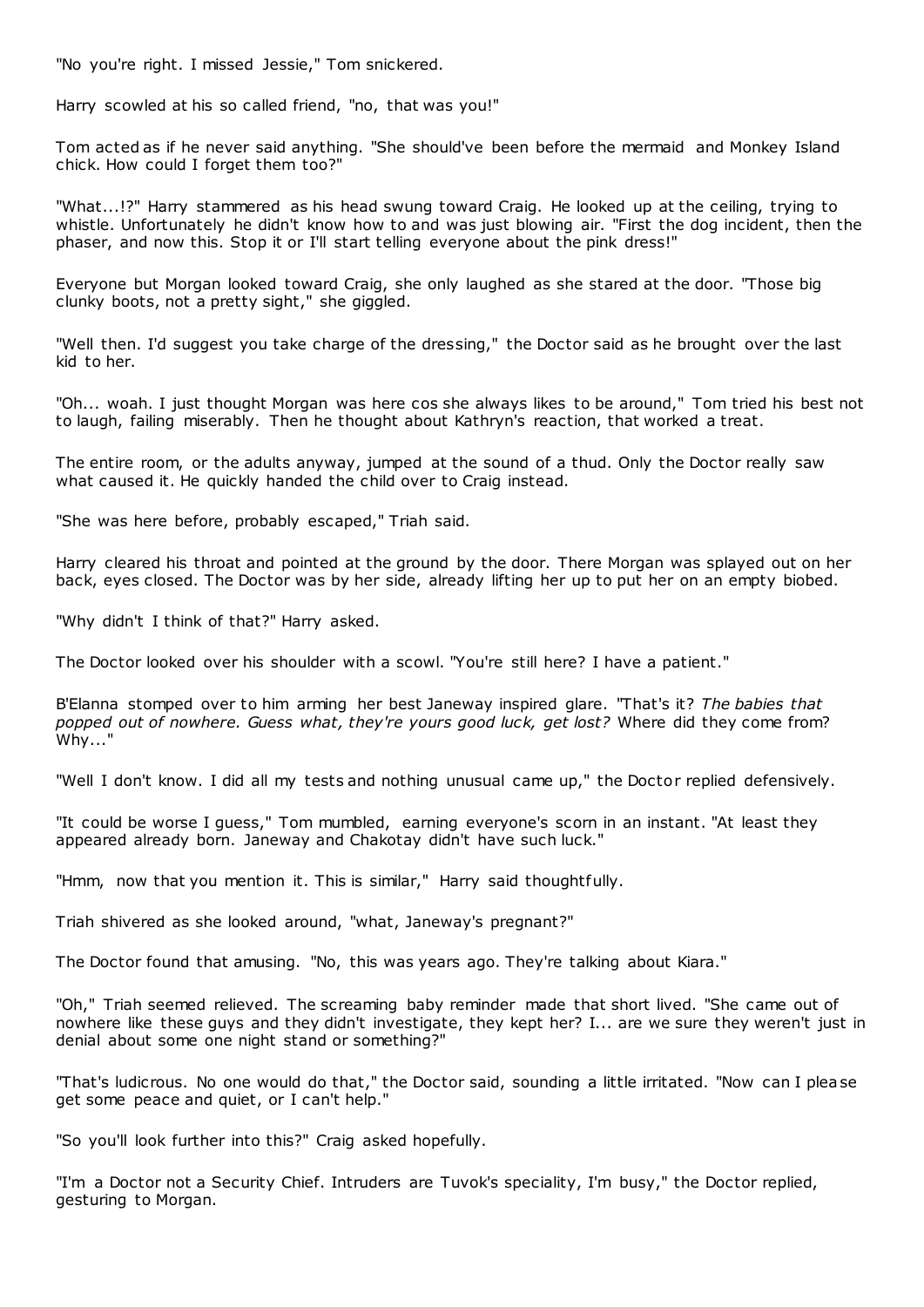"No you're right. I missed Jessie," Tom snickered.

Harry scowled at his so called friend, "no, that was you!"

Tom acted as if he never said anything. "She should've been before the mermaid and Monkey Island chick. How could I forget them too?"

"What...!?" Harry stammered as his head swung toward Craig. He looked up at the ceiling, trying to whistle. Unfortunately he didn't know how to and was just blowing air. "First the dog incident, then the phaser, and now this. Stop it or I'll start telling everyone about the pink dress!"

Everyone but Morgan looked toward Craig, she only laughed as she stared at the door. "Those big clunky boots, not a pretty sight," she giggled.

"Well then. I'd suggest you take charge of the dressing," the Doctor said as he brought over the last kid to her.

"Oh... woah. I just thought Morgan was here cos she always likes to be around," Tom tried his best not to laugh, failing miserably. Then he thought about Kathryn's reaction, that worked a treat.

The entire room, or the adults anyway, jumped at the sound of a thud. Only the Doctor really saw what caused it. He quickly handed the child over to Craig instead.

"She was here before, probably escaped," Triah said.

Harry cleared his throat and pointed at the ground by the door. There Morgan was splayed out on her back, eyes closed. The Doctor was by her side, already lifting her up to put her on an empty biobed.

"Why didn't I think of that?" Harry asked.

The Doctor looked over his shoulder with a scowl. "You're still here? I have a patient."

B'Elanna stomped over to him arming her best Janeway inspired glare. "That's it? *The babies that popped out of nowhere. Guess what, they're yours good luck, get lost?* Where did they come from? Why..."

"Well I don't know. I did all my tests and nothing unusual came up," the Doctor replied defensively.

"It could be worse I guess," Tom mumbled, earning everyone's scorn in an instant. "At least they appeared already born. Janeway and Chakotay didn't have such luck."

"Hmm, now that you mention it. This is similar," Harry said thoughtfully.

Triah shivered as she looked around, "what, Janeway's pregnant?"

The Doctor found that amusing. "No, this was years ago. They're talking about Kiara."

"Oh," Triah seemed relieved. The screaming baby reminder made that short lived. "She came out of nowhere like these guys and they didn't investigate, they kept her? I... are we sure they weren't just in denial about some one night stand or something?"

"That's ludicrous. No one would do that," the Doctor said, sounding a little irritated. "Now can I please get some peace and quiet, or I can't help."

"So you'll look further into this?" Craig asked hopefully.

"I'm a Doctor not a Security Chief. Intruders are Tuvok's speciality, I'm busy," the Doctor replied, gesturing to Morgan.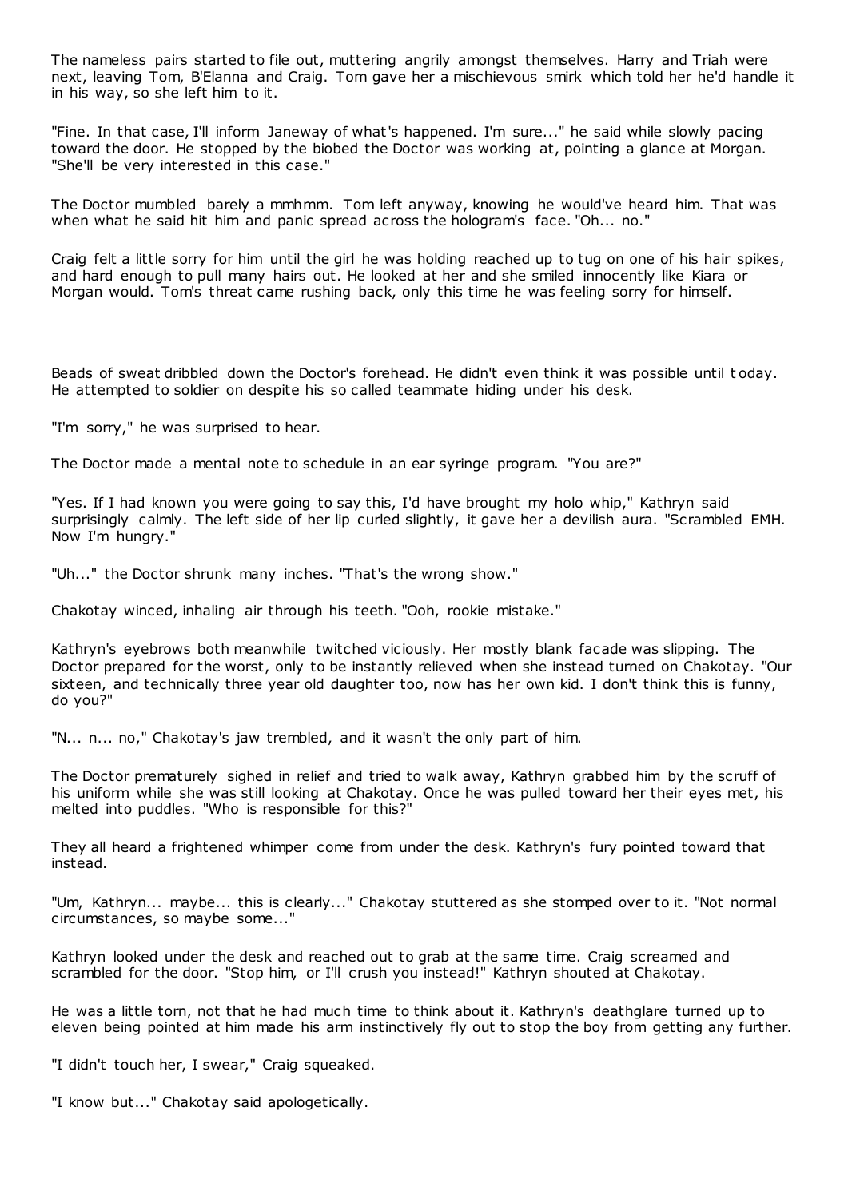The nameless pairs started to file out, muttering angrily amongst themselves. Harry and Triah were next, leaving Tom, B'Elanna and Craig. Tom gave her a mischievous smirk which told her he'd handle it in his way, so she left him to it.

"Fine. In that case, I'll inform Janeway of what's happened. I'm sure..." he said while slowly pacing toward the door. He stopped by the biobed the Doctor was working at, pointing a glance at Morgan. "She'll be very interested in this case."

The Doctor mumbled barely a mmhmm. Tom left anyway, knowing he would've heard him. That was when what he said hit him and panic spread across the hologram's face. "Oh... no."

Craig felt a little sorry for him until the girl he was holding reached up to tug on one of his hair spikes, and hard enough to pull many hairs out. He looked at her and she smiled innocently like Kiara or Morgan would. Tom's threat came rushing back, only this time he was feeling sorry for himself.

Beads of sweat dribbled down the Doctor's forehead. He didn't even think it was possible until today. He attempted to soldier on despite his so called teammate hiding under his desk.

"I'm sorry," he was surprised to hear.

The Doctor made a mental note to schedule in an ear syringe program. "You are?"

"Yes. If I had known you were going to say this, I'd have brought my holo whip," Kathryn said surprisingly calmly. The left side of her lip curled slightly, it gave her a devilish aura. "Scrambled EMH. Now I'm hungry."

"Uh..." the Doctor shrunk many inches. "That's the wrong show."

Chakotay winced, inhaling air through his teeth. "Ooh, rookie mistake."

Kathryn's eyebrows both meanwhile twitched viciously. Her mostly blank facade was slipping. The Doctor prepared for the worst, only to be instantly relieved when she instead turned on Chakotay. "Our sixteen, and technically three year old daughter too, now has her own kid. I don't think this is funny, do you?"

"N... n... no," Chakotay's jaw trembled, and it wasn't the only part of him.

The Doctor prematurely sighed in relief and tried to walk away, Kathryn grabbed him by the scruff of his uniform while she was still looking at Chakotay. Once he was pulled toward her their eyes met, his melted into puddles. "Who is responsible for this?"

They all heard a frightened whimper come from under the desk. Kathryn's fury pointed toward that instead.

"Um, Kathryn... maybe... this is clearly..." Chakotay stuttered as she stomped over to it. "Not normal circumstances, so maybe some..."

Kathryn looked under the desk and reached out to grab at the same time. Craig screamed and scrambled for the door. "Stop him, or I'll crush you instead!" Kathryn shouted at Chakotay.

He was a little torn, not that he had much time to think about it. Kathryn's deathglare turned up to eleven being pointed at him made his arm instinctively fly out to stop the boy from getting any further.

"I didn't touch her, I swear," Craig squeaked.

"I know but..." Chakotay said apologetically.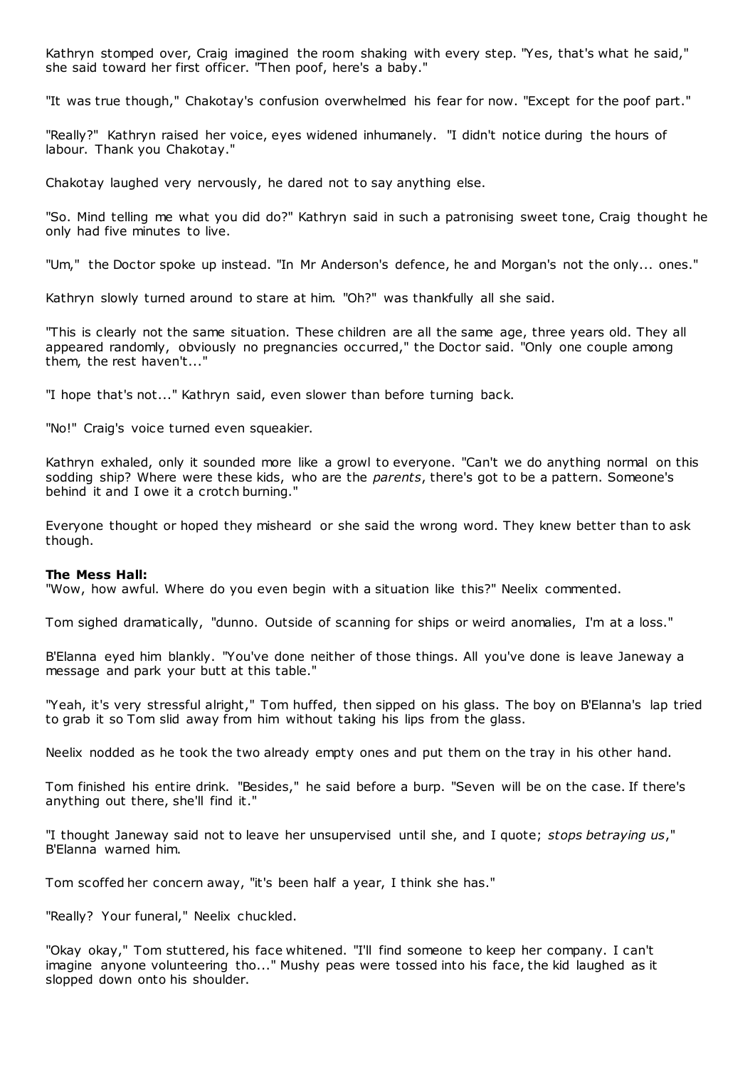Kathryn stomped over, Craig imagined the room shaking with every step. "Yes, that's what he said," she said toward her first officer. "Then poof, here's a baby."

"It was true though," Chakotay's confusion overwhelmed his fear for now. "Except for the poof part."

"Really?" Kathryn raised her voice, eyes widened inhumanely. "I didn't notice during the hours of labour. Thank you Chakotay."

Chakotay laughed very nervously, he dared not to say anything else.

"So. Mind telling me what you did do?" Kathryn said in such a patronising sweet tone, Craig thought he only had five minutes to live.

"Um," the Doctor spoke up instead. "In Mr Anderson's defence, he and Morgan's not the only... ones."

Kathryn slowly turned around to stare at him. "Oh?" was thankfully all she said.

"This is clearly not the same situation. These children are all the same age, three years old. They all appeared randomly, obviously no pregnancies occurred," the Doctor said. "Only one couple among them, the rest haven't..."

"I hope that's not..." Kathryn said, even slower than before turning back.

"No!" Craig's voice turned even squeakier.

Kathryn exhaled, only it sounded more like a growl to everyone. "Can't we do anything normal on this sodding ship? Where were these kids, who are the *parents*, there's got to be a pattern. Someone's behind it and I owe it a crotch burning."

Everyone thought or hoped they misheard or she said the wrong word. They knew better than to ask though.

**The Mess Hall:**
"Wow, how awful. Where do you even begin with a situation like this?" Neelix commented.

Tom sighed dramatically, "dunno. Outside of scanning for ships or weird anomalies, I'm at a loss."

B'Elanna eyed him blankly. "You've done neither of those things. All you've done is leave Janeway a message and park your butt at this table."

"Yeah, it's very stressful alright," Tom huffed, then sipped on his glass. The boy on B'Elanna's lap tried to grab it so Tom slid away from him without taking his lips from the glass.

Neelix nodded as he took the two already empty ones and put them on the tray in his other hand.

Tom finished his entire drink. "Besides," he said before a burp. "Seven will be on the case. If there's anything out there, she'll find it."

"I thought Janeway said not to leave her unsupervised until she, and I quote; *stops betraying us*," B'Elanna warned him.

Tom scoffed her concern away, "it's been half a year, I think she has."

"Really? Your funeral," Neelix chuckled.

"Okay okay," Tom stuttered, his face whitened. "I'll find someone to keep her company. I can't imagine anyone volunteering tho..." Mushy peas were tossed into his face, the kid laughed as it slopped down onto his shoulder.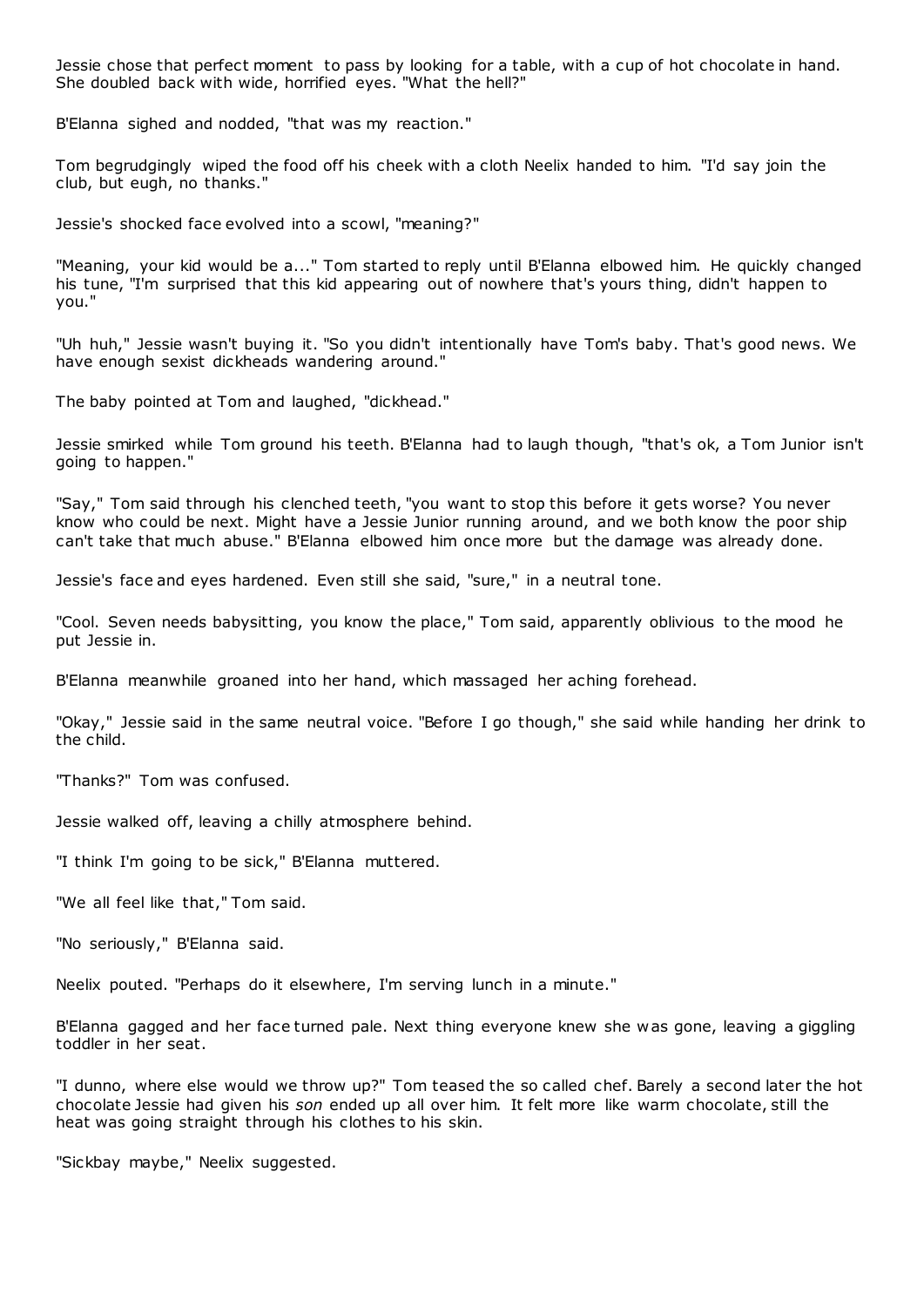Jessie chose that perfect moment to pass by looking for a table, with a cup of hot chocolate in hand. She doubled back with wide, horrified eyes. "What the hell?"

B'Elanna sighed and nodded, "that was my reaction."

Tom begrudgingly wiped the food off his cheek with a cloth Neelix handed to him. "I'd say join the club, but eugh, no thanks."

Jessie's shocked face evolved into a scowl, "meaning?"

"Meaning, your kid would be a..." Tom started to reply until B'Elanna elbowed him. He quickly changed his tune, "I'm surprised that this kid appearing out of nowhere that's yours thing, didn't happen to you."

"Uh huh," Jessie wasn't buying it. "So you didn't intentionally have Tom's baby. That's good news. We have enough sexist dickheads wandering around."

The baby pointed at Tom and laughed, "dickhead."

Jessie smirked while Tom ground his teeth. B'Elanna had to laugh though, "that's ok, a Tom Junior isn't going to happen."

"Say," Tom said through his clenched teeth, "you want to stop this before it gets worse? You never know who could be next. Might have a Jessie Junior running around, and we both know the poor ship can't take that much abuse." B'Elanna elbowed him once more but the damage was already done.

Jessie's face and eyes hardened. Even still she said, "sure," in a neutral tone.

"Cool. Seven needs babysitting, you know the place," Tom said, apparently oblivious to the mood he put Jessie in.

B'Elanna meanwhile groaned into her hand, which massaged her aching forehead.

"Okay," Jessie said in the same neutral voice. "Before I go though," she said while handing her drink to the child.

"Thanks?" Tom was confused.

Jessie walked off, leaving a chilly atmosphere behind.

"I think I'm going to be sick," B'Elanna muttered.

"We all feel like that," Tom said.

"No seriously," B'Elanna said.

Neelix pouted. "Perhaps do it elsewhere, I'm serving lunch in a minute."

B'Elanna gagged and her face turned pale. Next thing everyone knew she was gone, leaving a giggling toddler in her seat.

"I dunno, where else would we throw up?" Tom teased the so called chef. Barely a second later the hot chocolate Jessie had given his *son* ended up all over him. It felt more like warm chocolate, still the heat was going straight through his clothes to his skin.

"Sickbay maybe," Neelix suggested.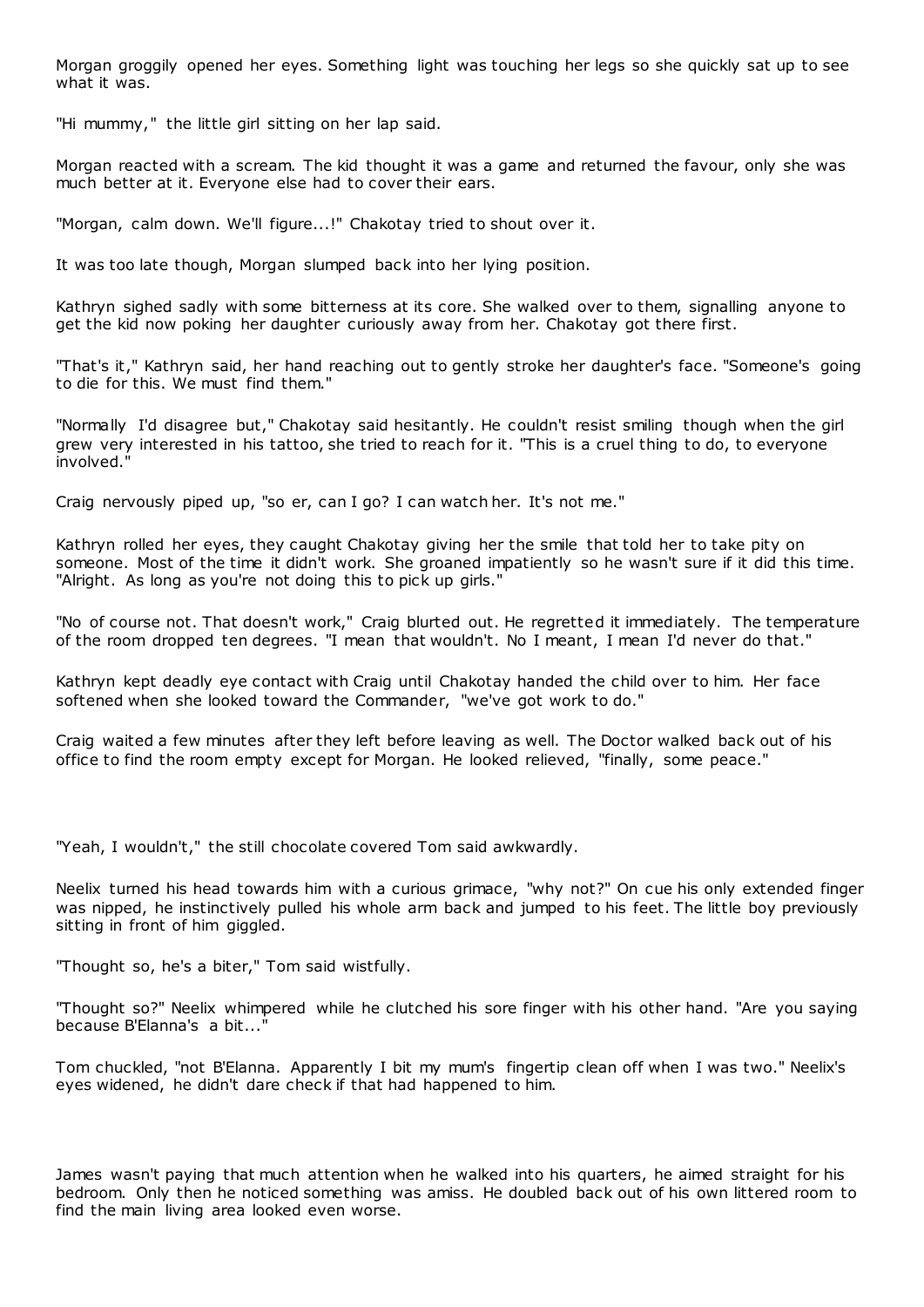Morgan groggily opened her eyes. Something light was touching her legs so she quickly sat up to see what it was.

"Hi mummy," the little girl sitting on her lap said.

Morgan reacted with a scream. The kid thought it was a game and returned the favour, only she was much better at it. Everyone else had to cover their ears.

"Morgan, calm down. We'll figure...!" Chakotay tried to shout over it.

It was too late though, Morgan slumped back into her lying position.

Kathryn sighed sadly with some bitterness at its core. She walked over to them, signalling anyone to get the kid now poking her daughter curiously away from her. Chakotay got there first.

"That's it," Kathryn said, her hand reaching out to gently stroke her daughter's face. "Someone's going to die for this. We must find them."

"Normally I'd disagree but," Chakotay said hesitantly. He couldn't resist smiling though when the girl grew very interested in his tattoo, she tried to reach for it. "This is a cruel thing to do, to everyone involved."

Craig nervously piped up, "so er, can I go? I can watch her. It's not me."

Kathryn rolled her eyes, they caught Chakotay giving her the smile that told her to take pity on someone. Most of the time it didn't work. She groaned impatiently so he wasn't sure if it did this time. "Alright. As long as you're not doing this to pick up girls."

"No of course not. That doesn't work," Craig blurted out. He regretted it immediately. The temperature of the room dropped ten degrees. "I mean that wouldn't. No I meant, I mean I'd never do that."

Kathryn kept deadly eye contact with Craig until Chakotay handed the child over to him. Her face softened when she looked toward the Commander, "we've got work to do."

Craig waited a few minutes after they left before leaving as well. The Doctor walked back out of his office to find the room empty except for Morgan. He looked relieved, "finally, some peace."

"Yeah, I wouldn't," the still chocolate covered Tom said awkwardly.

Neelix turned his head towards him with a curious grimace, "why not?" On cue his only extended finger was nipped, he instinctively pulled his whole arm back and jumped to his feet. The little boy previously sitting in front of him giggled.

"Thought so, he's a biter," Tom said wistfully.

"Thought so?" Neelix whimpered while he clutched his sore finger with his other hand. "Are you saying because B'Elanna's a bit..."

Tom chuckled, "not B'Elanna. Apparently I bit my mum's fingertip clean off when I was two." Neelix's eyes widened, he didn't dare check if that had happened to him.

James wasn't paying that much attention when he walked into his quarters, he aimed straight for his bedroom. Only then he noticed something was amiss. He doubled back out of his own littered room to find the main living area looked even worse.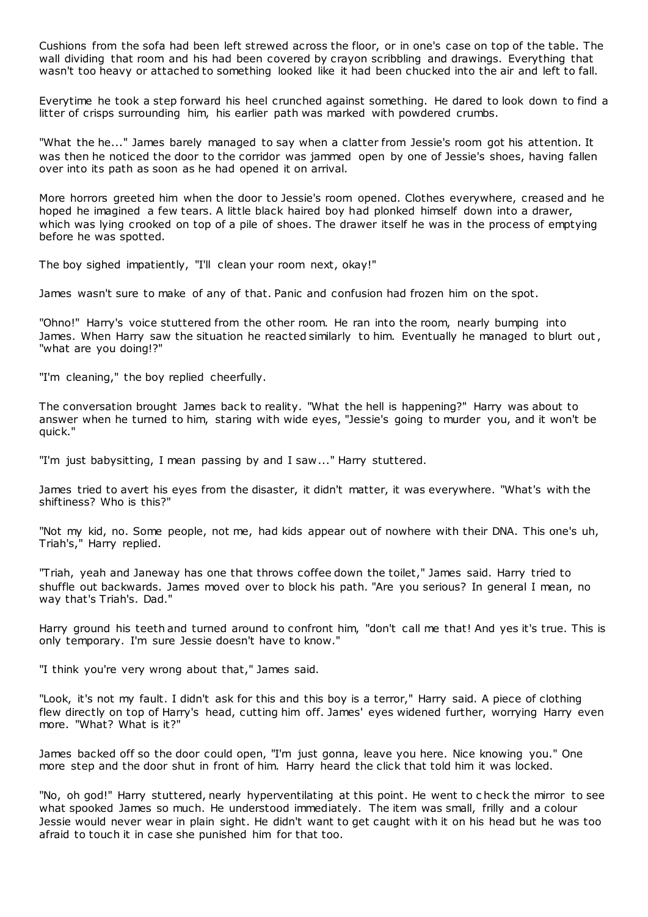Cushions from the sofa had been left strewed across the floor, or in one's case on top of the table. The wall dividing that room and his had been covered by crayon scribbling and drawings. Everything that wasn't too heavy or attached to something looked like it had been chucked into the air and left to fall.

Everytime he took a step forward his heel crunched against something. He dared to look down to find a litter of crisps surrounding him, his earlier path was marked with powdered crumbs.

"What the he..." James barely managed to say when a clatter from Jessie's room got his attention. It was then he noticed the door to the corridor was jammed open by one of Jessie's shoes, having fallen over into its path as soon as he had opened it on arrival.

More horrors greeted him when the door to Jessie's room opened. Clothes everywhere, creased and he hoped he imagined a few tears. A little black haired boy had plonked himself down into a drawer, which was lying crooked on top of a pile of shoes. The drawer itself he was in the process of emptying before he was spotted.

The boy sighed impatiently, "I'll clean your room next, okay!"

James wasn't sure to make of any of that. Panic and confusion had frozen him on the spot.

"Ohno!" Harry's voice stuttered from the other room. He ran into the room, nearly bumping into James. When Harry saw the situation he reacted similarly to him. Eventually he managed to blurt out, "what are you doing!?"

"I'm cleaning," the boy replied cheerfully.

The conversation brought James back to reality. "What the hell is happening?" Harry was about to answer when he turned to him, staring with wide eyes, "Jessie's going to murder you, and it won't be quick."

"I'm just babysitting, I mean passing by and I saw..." Harry stuttered.

James tried to avert his eyes from the disaster, it didn't matter, it was everywhere. "What's with the shiftiness? Who is this?"

"Not my kid, no. Some people, not me, had kids appear out of nowhere with their DNA. This one's uh, Triah's," Harry replied.

"Triah, yeah and Janeway has one that throws coffee down the toilet," James said. Harry tried to shuffle out backwards. James moved over to block his path. "Are you serious? In general I mean, no way that's Triah's. Dad."

Harry ground his teeth and turned around to confront him, "don't call me that! And yes it's true. This is only temporary. I'm sure Jessie doesn't have to know."

"I think you're very wrong about that," James said.

"Look, it's not my fault. I didn't ask for this and this boy is a terror," Harry said. A piece of clothing flew directly on top of Harry's head, cutting him off. James' eyes widened further, worrying Harry even more. "What? What is it?"

James backed off so the door could open, "I'm just gonna, leave you here. Nice knowing you." One more step and the door shut in front of him. Harry heard the click that told him it was locked.

"No, oh god!" Harry stuttered, nearly hyperventilating at this point. He went to check the mirror to see what spooked James so much. He understood immediately. The item was small, frilly and a colour Jessie would never wear in plain sight. He didn't want to get caught with it on his head but he was too afraid to touch it in case she punished him for that too.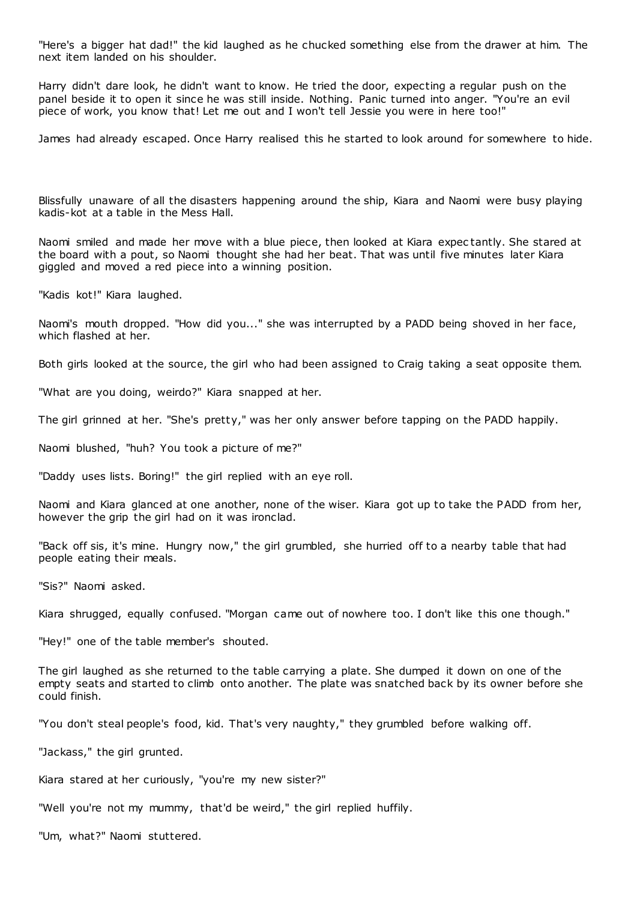"Here's a bigger hat dad!" the kid laughed as he chucked something else from the drawer at him. The next item landed on his shoulder.

Harry didn't dare look, he didn't want to know. He tried the door, expecting a regular push on the panel beside it to open it since he was still inside. Nothing. Panic turned into anger. "You're an evil piece of work, you know that! Let me out and I won't tell Jessie you were in here too!"

James had already escaped. Once Harry realised this he started to look around for somewhere to hide.

Blissfully unaware of all the disasters happening around the ship, Kiara and Naomi were busy playing kadis-kot at a table in the Mess Hall.

Naomi smiled and made her move with a blue piece, then looked at Kiara expectantly. She stared at the board with a pout, so Naomi thought she had her beat. That was until five minutes later Kiara giggled and moved a red piece into a winning position.

"Kadis kot!" Kiara laughed.

Naomi's mouth dropped. "How did you..." she was interrupted by a PADD being shoved in her face, which flashed at her.

Both girls looked at the source, the girl who had been assigned to Craig taking a seat opposite them.

"What are you doing, weirdo?" Kiara snapped at her.

The girl grinned at her. "She's pretty," was her only answer before tapping on the PADD happily.

Naomi blushed, "huh? You took a picture of me?"

"Daddy uses lists. Boring!" the girl replied with an eye roll.

Naomi and Kiara glanced at one another, none of the wiser. Kiara got up to take the PADD from her, however the grip the girl had on it was ironclad.

"Back off sis, it's mine. Hungry now," the girl grumbled, she hurried off to a nearby table that had people eating their meals.

"Sis?" Naomi asked.

Kiara shrugged, equally confused. "Morgan came out of nowhere too. I don't like this one though."

"Hey!" one of the table member's shouted.

The girl laughed as she returned to the table carrying a plate. She dumped it down on one of the empty seats and started to climb onto another. The plate was snatched back by its owner before she could finish.

"You don't steal people's food, kid. That's very naughty," they grumbled before walking off.

"Jackass," the girl grunted.

Kiara stared at her curiously, "you're my new sister?"

"Well you're not my mummy, that'd be weird," the girl replied huffily.

"Um, what?" Naomi stuttered.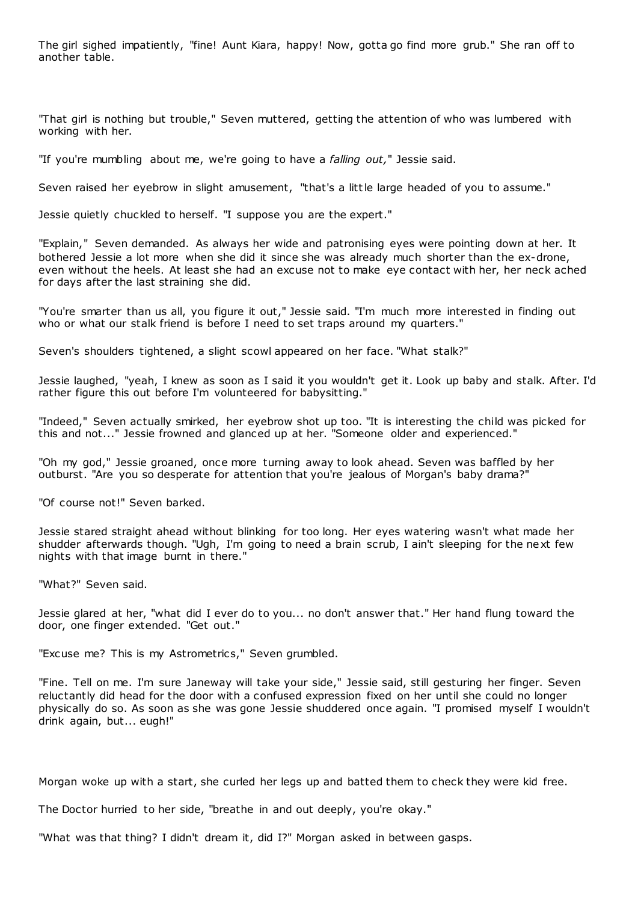The girl sighed impatiently, "fine! Aunt Kiara, happy! Now, gotta go find more grub." She ran off to another table.

"That girl is nothing but trouble," Seven muttered, getting the attention of who was lumbered with working with her.

"If you're mumbling about me, we're going to have a *falling out,*" Jessie said.

Seven raised her eyebrow in slight amusement, "that's a little large headed of you to assume."

Jessie quietly chuckled to herself. "I suppose you are the expert."

"Explain," Seven demanded. As always her wide and patronising eyes were pointing down at her. It bothered Jessie a lot more when she did it since she was already much shorter than the ex-drone, even without the heels. At least she had an excuse not to make eye contact with her, her neck ached for days after the last straining she did.

"You're smarter than us all, you figure it out," Jessie said. "I'm much more interested in finding out who or what our stalk friend is before I need to set traps around my quarters."

Seven's shoulders tightened, a slight scowl appeared on her face. "What stalk?"

Jessie laughed, "yeah, I knew as soon as I said it you wouldn't get it. Look up baby and stalk. After. I'd rather figure this out before I'm volunteered for babysitting."

"Indeed," Seven actually smirked, her eyebrow shot up too. "It is interesting the child was picked for this and not..." Jessie frowned and glanced up at her. "Someone older and experienced."

"Oh my god," Jessie groaned, once more turning away to look ahead. Seven was baffled by her outburst. "Are you so desperate for attention that you're jealous of Morgan's baby drama?"

"Of course not!" Seven barked.

Jessie stared straight ahead without blinking for too long. Her eyes watering wasn't what made her shudder afterwards though. "Ugh, I'm going to need a brain scrub, I ain't sleeping for the next few nights with that image burnt in there."

"What?" Seven said.

Jessie glared at her, "what did I ever do to you... no don't answer that." Her hand flung toward the door, one finger extended. "Get out."

"Excuse me? This is my Astrometrics," Seven grumbled.

"Fine. Tell on me. I'm sure Janeway will take your side," Jessie said, still gesturing her finger. Seven reluctantly did head for the door with a confused expression fixed on her until she could no longer physically do so. As soon as she was gone Jessie shuddered once again. "I promised myself I wouldn't drink again, but... eugh!"

Morgan woke up with a start, she curled her legs up and batted them to check they were kid free.

The Doctor hurried to her side, "breathe in and out deeply, you're okay."

"What was that thing? I didn't dream it, did I?" Morgan asked in between gasps.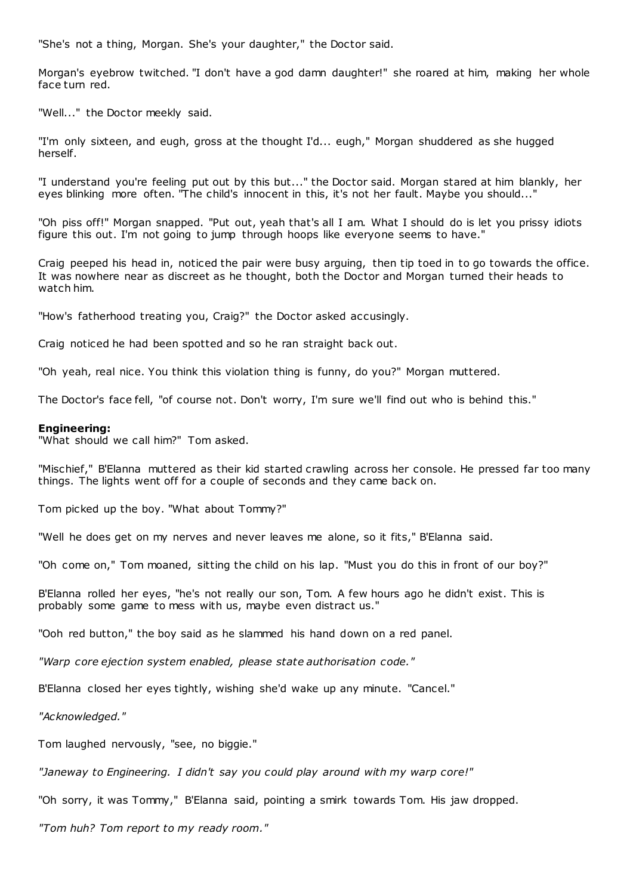"She's not a thing, Morgan. She's your daughter," the Doctor said.

Morgan's eyebrow twitched. "I don't have a god damn daughter!" she roared at him, making her whole face turn red.

"Well..." the Doctor meekly said.

"I'm only sixteen, and eugh, gross at the thought I'd... eugh," Morgan shuddered as she hugged herself.

"I understand you're feeling put out by this but..." the Doctor said. Morgan stared at him blankly, her eyes blinking more often. "The child's innocent in this, it's not her fault. Maybe you should..."

"Oh piss off!" Morgan snapped. "Put out, yeah that's all I am. What I should do is let you prissy idiots figure this out. I'm not going to jump through hoops like everyone seems to have."

Craig peeped his head in, noticed the pair were busy arguing, then tip toed in to go towards the office. It was nowhere near as discreet as he thought, both the Doctor and Morgan turned their heads to watch him.

"How's fatherhood treating you, Craig?" the Doctor asked accusingly.

Craig noticed he had been spotted and so he ran straight back out.

"Oh yeah, real nice. You think this violation thing is funny, do you?" Morgan muttered.

The Doctor's face fell, "of course not. Don't worry, I'm sure we'll find out who is behind this."

**Engineering:**
"What should we call him?" Tom asked.

"Mischief," B'Elanna muttered as their kid started crawling across her console. He pressed far too many things. The lights went off for a couple of seconds and they came back on.

Tom picked up the boy. "What about Tommy?"

"Well he does get on my nerves and never leaves me alone, so it fits," B'Elanna said.

"Oh come on," Tom moaned, sitting the child on his lap. "Must you do this in front of our boy?"

B'Elanna rolled her eyes, "he's not really our son, Tom. A few hours ago he didn't exist. This is probably some game to mess with us, maybe even distract us."

"Ooh red button," the boy said as he slammed his hand down on a red panel.

*"Warp core ejection system enabled, please state authorisation code."*

B'Elanna closed her eyes tightly, wishing she'd wake up any minute. "Cancel."

*"Acknowledged."*

Tom laughed nervously, "see, no biggie."

*"Janeway to Engineering. I didn't say you could play around with my warp core!"*

"Oh sorry, it was Tommy," B'Elanna said, pointing a smirk towards Tom. His jaw dropped.

*"Tom huh? Tom report to my ready room."*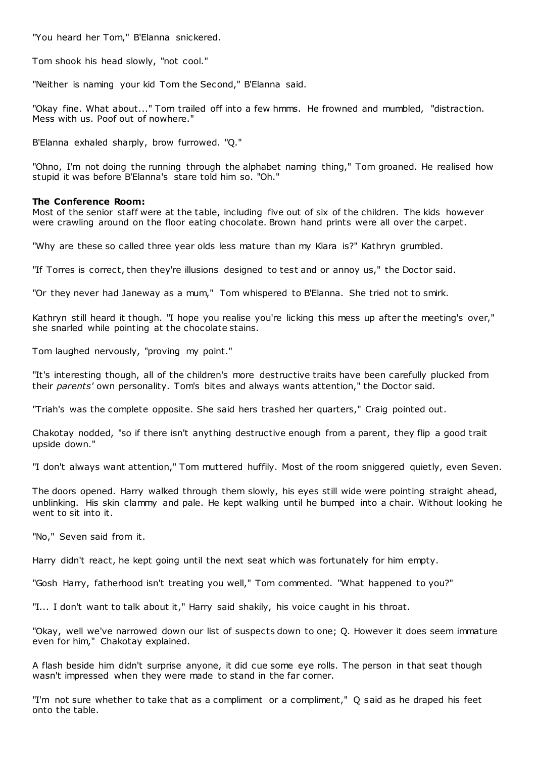"You heard her Tom," B'Elanna snickered.

Tom shook his head slowly, "not cool."

"Neither is naming your kid Tom the Second," B'Elanna said.

"Okay fine. What about..." Tom trailed off into a few hmms. He frowned and mumbled, "distraction. Mess with us. Poof out of nowhere."

B'Elanna exhaled sharply, brow furrowed. "Q."

"Ohno, I'm not doing the running through the alphabet naming thing," Tom groaned. He realised how stupid it was before B'Elanna's stare told him so. "Oh."

**The Conference Room:**
Most of the senior staff were at the table, including five out of six of the children. The kids however were crawling around on the floor eating chocolate. Brown hand prints were all over the carpet.

"Why are these so called three year olds less mature than my Kiara is?" Kathryn grumbled.

"If Torres is correct, then they're illusions designed to test and or annoy us," the Doctor said.

"Or they never had Janeway as a mum," Tom whispered to B'Elanna. She tried not to smirk.

Kathryn still heard it though. "I hope you realise you're licking this mess up after the meeting's over," she snarled while pointing at the chocolate stains.

Tom laughed nervously, "proving my point."

"It's interesting though, all of the children's more destructive traits have been carefully plucked from their *parents'* own personality. Tom's bites and always wants attention," the Doctor said.

"Triah's was the complete opposite. She said hers trashed her quarters," Craig pointed out.

Chakotay nodded, "so if there isn't anything destructive enough from a parent, they flip a good trait upside down."

"I don't always want attention," Tom muttered huffily. Most of the room sniggered quietly, even Seven.

The doors opened. Harry walked through them slowly, his eyes still wide were pointing straight ahead, unblinking. His skin clammy and pale. He kept walking until he bumped into a chair. Without looking he went to sit into it.

"No," Seven said from it.

Harry didn't react, he kept going until the next seat which was fortunately for him empty.

"Gosh Harry, fatherhood isn't treating you well," Tom commented. "What happened to you?"

"I... I don't want to talk about it," Harry said shakily, his voice caught in his throat.

"Okay, well we've narrowed down our list of suspects down to one; Q. However it does seem immature even for him," Chakotay explained.

A flash beside him didn't surprise anyone, it did cue some eye rolls. The person in that seat though wasn't impressed when they were made to stand in the far corner.

"I'm not sure whether to take that as a compliment or a compliment," Q said as he draped his feet onto the table.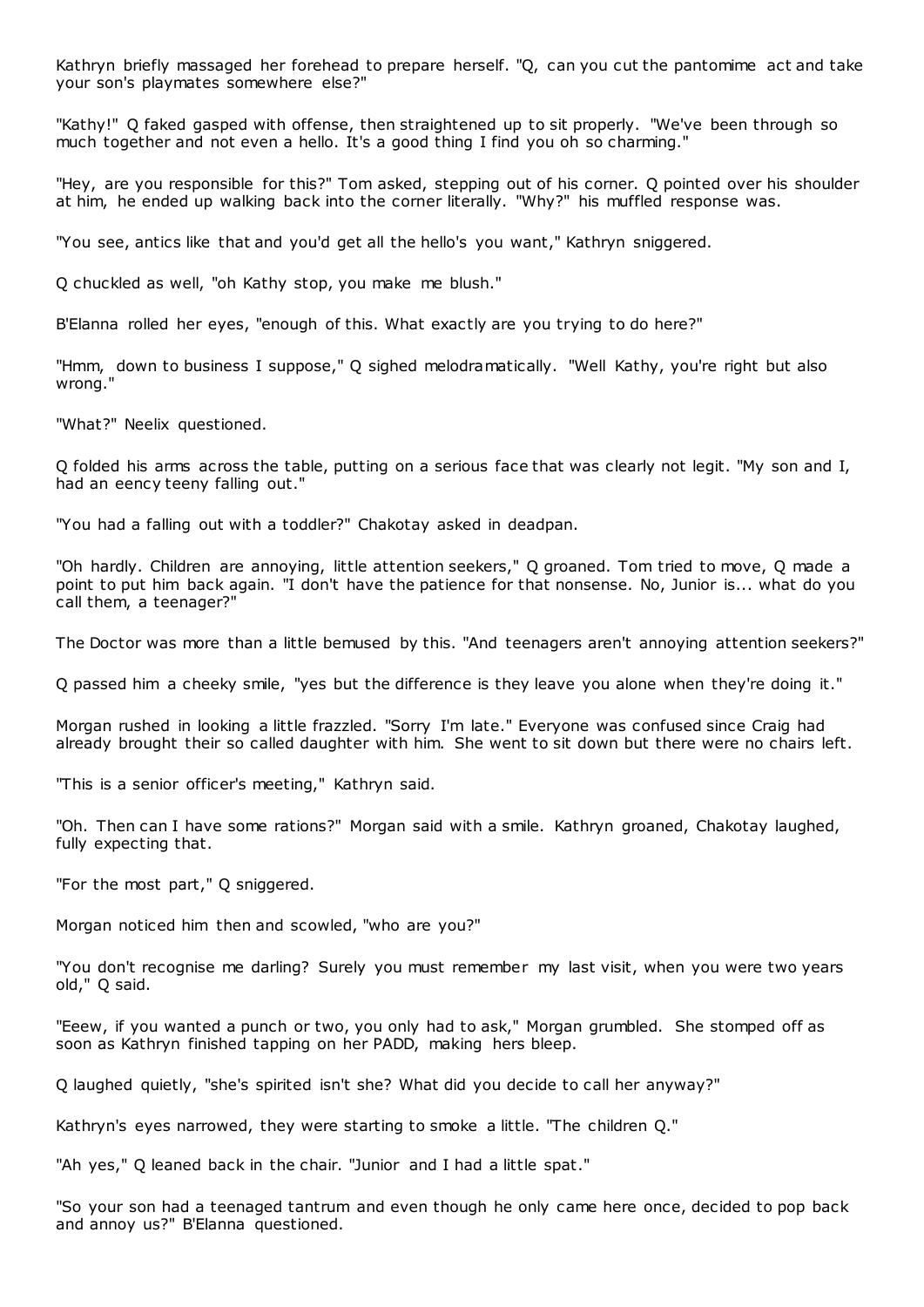Kathryn briefly massaged her forehead to prepare herself. "Q, can you cut the pantomime act and take your son's playmates somewhere else?"

"Kathy!" Q faked gasped with offense, then straightened up to sit properly. "We've been through so much together and not even a hello. It's a good thing I find you oh so charming."

"Hey, are you responsible for this?" Tom asked, stepping out of his corner. Q pointed over his shoulder at him, he ended up walking back into the corner literally. "Why?" his muffled response was.

"You see, antics like that and you'd get all the hello's you want," Kathryn sniggered.

Q chuckled as well, "oh Kathy stop, you make me blush."

B'Elanna rolled her eyes, "enough of this. What exactly are you trying to do here?"

"Hmm, down to business I suppose," Q sighed melodramatically. "Well Kathy, you're right but also wrong."

"What?" Neelix questioned.

Q folded his arms across the table, putting on a serious face that was clearly not legit. "My son and I, had an eency teeny falling out."

"You had a falling out with a toddler?" Chakotay asked in deadpan.

"Oh hardly. Children are annoying, little attention seekers," Q groaned. Tom tried to move, Q made a point to put him back again. "I don't have the patience for that nonsense. No, Junior is... what do you call them, a teenager?"

The Doctor was more than a little bemused by this. "And teenagers aren't annoying attention seekers?"

Q passed him a cheeky smile, "yes but the difference is they leave you alone when they're doing it."

Morgan rushed in looking a little frazzled. "Sorry I'm late." Everyone was confused since Craig had already brought their so called daughter with him. She went to sit down but there were no chairs left.

"This is a senior officer's meeting," Kathryn said.

"Oh. Then can I have some rations?" Morgan said with a smile. Kathryn groaned, Chakotay laughed, fully expecting that.

"For the most part," Q sniggered.

Morgan noticed him then and scowled, "who are you?"

"You don't recognise me darling? Surely you must remember my last visit, when you were two years old," Q said.

"Eeew, if you wanted a punch or two, you only had to ask," Morgan grumbled. She stomped off as soon as Kathryn finished tapping on her PADD, making hers bleep.

Q laughed quietly, "she's spirited isn't she? What did you decide to call her anyway?"

Kathryn's eyes narrowed, they were starting to smoke a little. "The children Q."

"Ah yes," Q leaned back in the chair. "Junior and I had a little spat."

"So your son had a teenaged tantrum and even though he only came here once, decided to pop back and annoy us?" B'Elanna questioned.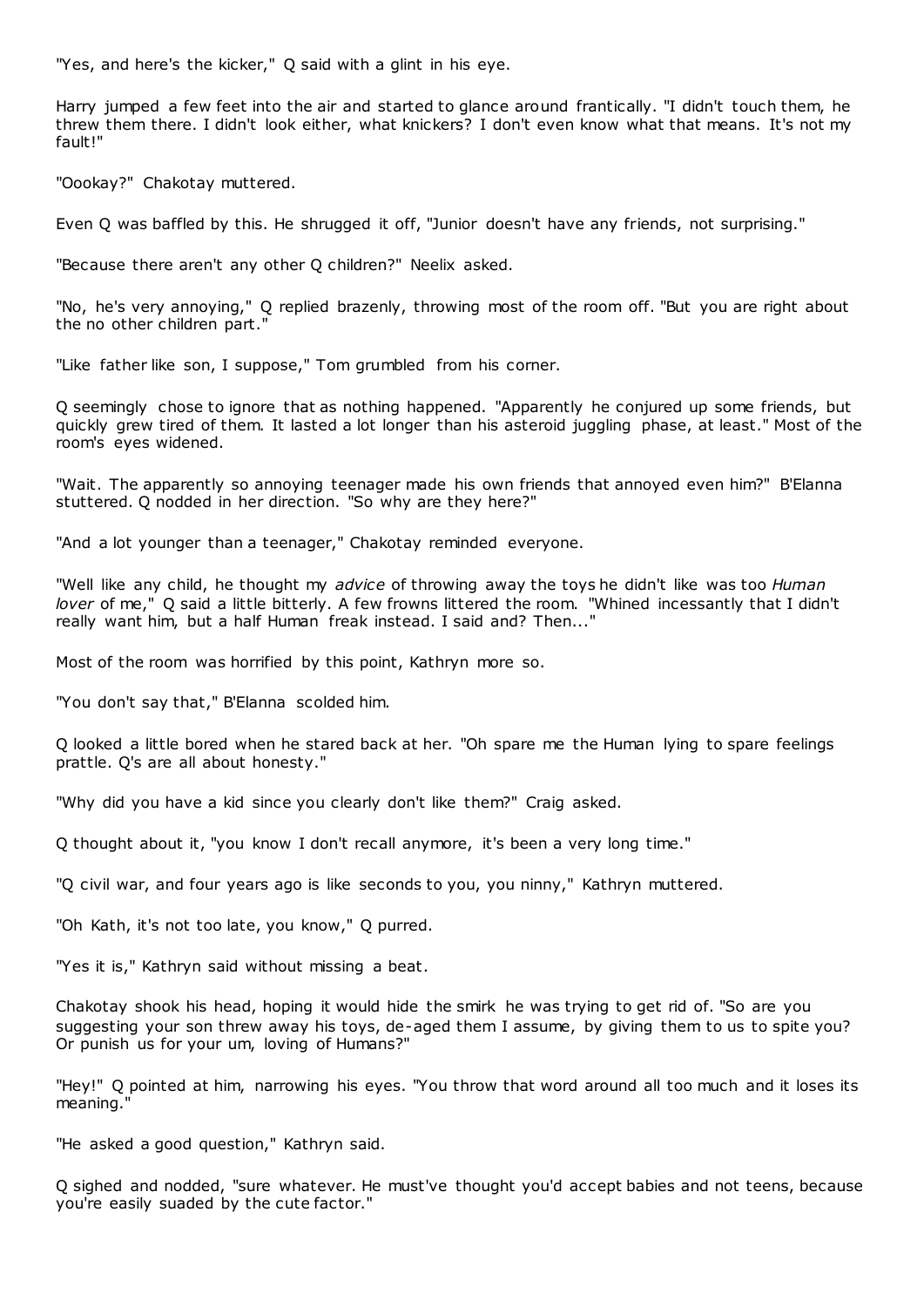"Yes, and here's the kicker," Q said with a glint in his eye.

Harry jumped a few feet into the air and started to glance around frantically. "I didn't touch them, he threw them there. I didn't look either, what knickers? I don't even know what that means. It's not my fault!"

"Oookay?" Chakotay muttered.

Even Q was baffled by this. He shrugged it off, "Junior doesn't have any friends, not surprising."

"Because there aren't any other Q children?" Neelix asked.

"No, he's very annoying," Q replied brazenly, throwing most of the room off. "But you are right about the no other children part."

"Like father like son, I suppose," Tom grumbled from his corner.

Q seemingly chose to ignore that as nothing happened. "Apparently he conjured up some friends, but quickly grew tired of them. It lasted a lot longer than his asteroid juggling phase, at least." Most of the room's eyes widened.

"Wait. The apparently so annoying teenager made his own friends that annoyed even him?" B'Elanna stuttered. Q nodded in her direction. "So why are they here?"

"And a lot younger than a teenager," Chakotay reminded everyone.

"Well like any child, he thought my *advice* of throwing away the toys he didn't like was too *Human lover* of me," Q said a little bitterly. A few frowns littered the room. "Whined incessantly that I didn't really want him, but a half Human freak instead. I said and? Then..."

Most of the room was horrified by this point, Kathryn more so.

"You don't say that," B'Elanna scolded him.

Q looked a little bored when he stared back at her. "Oh spare me the Human lying to spare feelings prattle. Q's are all about honesty."

"Why did you have a kid since you clearly don't like them?" Craig asked.

Q thought about it, "you know I don't recall anymore, it's been a very long time."

"Q civil war, and four years ago is like seconds to you, you ninny," Kathryn muttered.

"Oh Kath, it's not too late, you know," Q purred.

"Yes it is," Kathryn said without missing a beat.

Chakotay shook his head, hoping it would hide the smirk he was trying to get rid of. "So are you suggesting your son threw away his toys, de-aged them I assume, by giving them to us to spite you? Or punish us for your um, loving of Humans?"

"Hey!" Q pointed at him, narrowing his eyes. "You throw that word around all too much and it loses its meaning."

"He asked a good question," Kathryn said.

Q sighed and nodded, "sure whatever. He must've thought you'd accept babies and not teens, because you're easily suaded by the cute factor."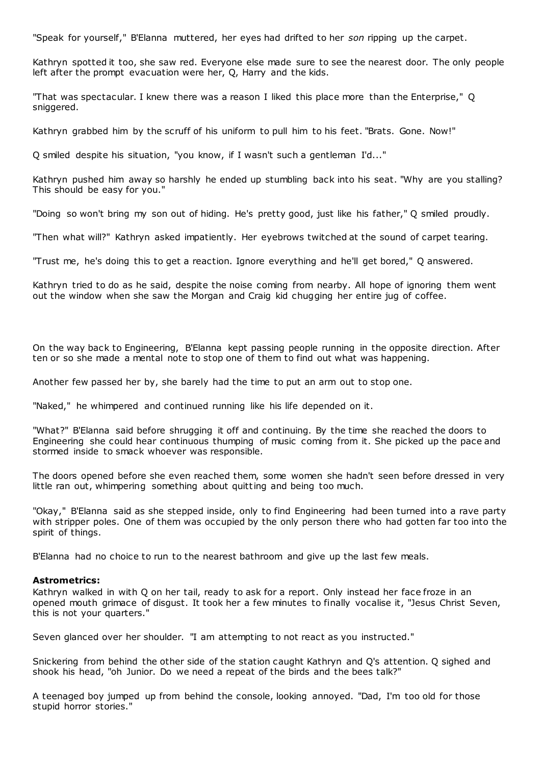"Speak for yourself," B'Elanna muttered, her eyes had drifted to her *son* ripping up the carpet.

Kathryn spotted it too, she saw red. Everyone else made sure to see the nearest door. The only people left after the prompt evacuation were her, Q, Harry and the kids.

"That was spectacular. I knew there was a reason I liked this place more than the Enterprise," Q sniggered.

Kathryn grabbed him by the scruff of his uniform to pull him to his feet. "Brats. Gone. Now!"

Q smiled despite his situation, "you know, if I wasn't such a gentleman I'd..."

Kathryn pushed him away so harshly he ended up stumbling back into his seat. "Why are you stalling? This should be easy for you."

"Doing so won't bring my son out of hiding. He's pretty good, just like his father," Q smiled proudly.

"Then what will?" Kathryn asked impatiently. Her eyebrows twitched at the sound of carpet tearing.

"Trust me, he's doing this to get a reaction. Ignore everything and he'll get bored," Q answered.

Kathryn tried to do as he said, despite the noise coming from nearby. All hope of ignoring them went out the window when she saw the Morgan and Craig kid chugging her entire jug of coffee.

On the way back to Engineering, B'Elanna kept passing people running in the opposite direction. After ten or so she made a mental note to stop one of them to find out what was happening.

Another few passed her by, she barely had the time to put an arm out to stop one.

"Naked," he whimpered and continued running like his life depended on it.

"What?" B'Elanna said before shrugging it off and continuing. By the time she reached the doors to Engineering she could hear continuous thumping of music coming from it. She picked up the pace and stormed inside to smack whoever was responsible.

The doors opened before she even reached them, some women she hadn't seen before dressed in very little ran out, whimpering something about quitting and being too much.

"Okay," B'Elanna said as she stepped inside, only to find Engineering had been turned into a rave party with stripper poles. One of them was occupied by the only person there who had gotten far too into the spirit of things.

B'Elanna had no choice to run to the nearest bathroom and give up the last few meals.

**Astrometrics:**
Kathryn walked in with Q on her tail, ready to ask for a report. Only instead her face froze in an opened mouth grimace of disgust. It took her a few minutes to finally vocalise it, "Jesus Christ Seven, this is not your quarters."

Seven glanced over her shoulder. "I am attempting to not react as you instructed."

Snickering from behind the other side of the station caught Kathryn and Q's attention. Q sighed and shook his head, "oh Junior. Do we need a repeat of the birds and the bees talk?"

A teenaged boy jumped up from behind the console, looking annoyed. "Dad, I'm too old for those stupid horror stories."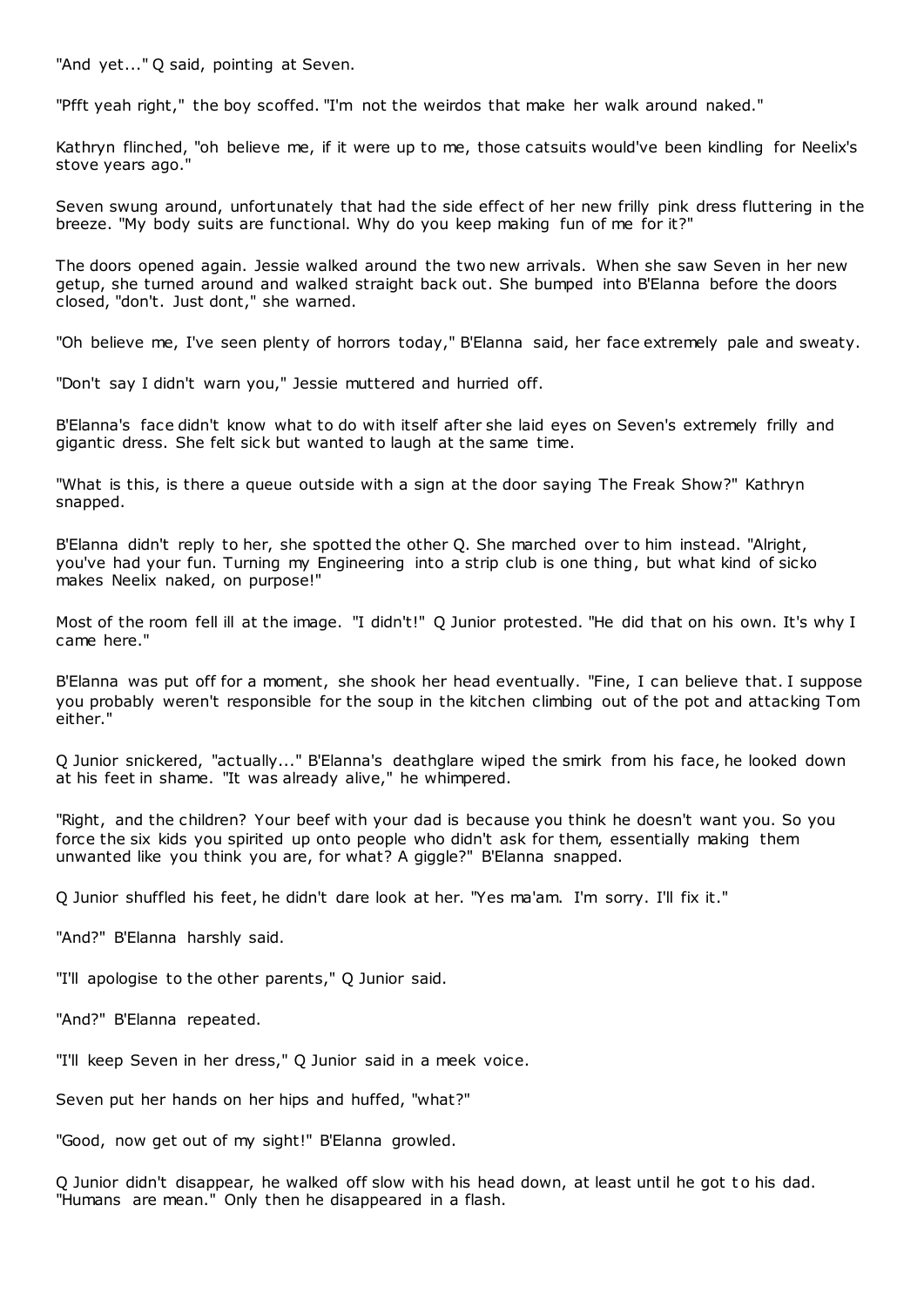"And yet..." Q said, pointing at Seven.

"Pfft yeah right," the boy scoffed. "I'm not the weirdos that make her walk around naked."

Kathryn flinched, "oh believe me, if it were up to me, those catsuits would've been kindling for Neelix's stove years ago."

Seven swung around, unfortunately that had the side effect of her new frilly pink dress fluttering in the breeze. "My body suits are functional. Why do you keep making fun of me for it?"

The doors opened again. Jessie walked around the two new arrivals. When she saw Seven in her new getup, she turned around and walked straight back out. She bumped into B'Elanna before the doors closed, "don't. Just dont," she warned.

"Oh believe me, I've seen plenty of horrors today," B'Elanna said, her face extremely pale and sweaty.

"Don't say I didn't warn you," Jessie muttered and hurried off.

B'Elanna's face didn't know what to do with itself after she laid eyes on Seven's extremely frilly and gigantic dress. She felt sick but wanted to laugh at the same time.

"What is this, is there a queue outside with a sign at the door saying The Freak Show?" Kathryn snapped.

B'Elanna didn't reply to her, she spotted the other Q. She marched over to him instead. "Alright, you've had your fun. Turning my Engineering into a strip club is one thing, but what kind of sicko makes Neelix naked, on purpose!"

Most of the room fell ill at the image. "I didn't!" Q Junior protested. "He did that on his own. It's why I came here."

B'Elanna was put off for a moment, she shook her head eventually. "Fine, I can believe that. I suppose you probably weren't responsible for the soup in the kitchen climbing out of the pot and attacking Tom either."

Q Junior snickered, "actually..." B'Elanna's deathglare wiped the smirk from his face, he looked down at his feet in shame. "It was already alive," he whimpered.

"Right, and the children? Your beef with your dad is because you think he doesn't want you. So you force the six kids you spirited up onto people who didn't ask for them, essentially making them unwanted like you think you are, for what? A giggle?" B'Elanna snapped.

Q Junior shuffled his feet, he didn't dare look at her. "Yes ma'am. I'm sorry. I'll fix it."

"And?" B'Elanna harshly said.

"I'll apologise to the other parents," Q Junior said.

"And?" B'Elanna repeated.

"I'll keep Seven in her dress," Q Junior said in a meek voice.

Seven put her hands on her hips and huffed, "what?"

"Good, now get out of my sight!" B'Elanna growled.

Q Junior didn't disappear, he walked off slow with his head down, at least until he got to his dad. "Humans are mean." Only then he disappeared in a flash.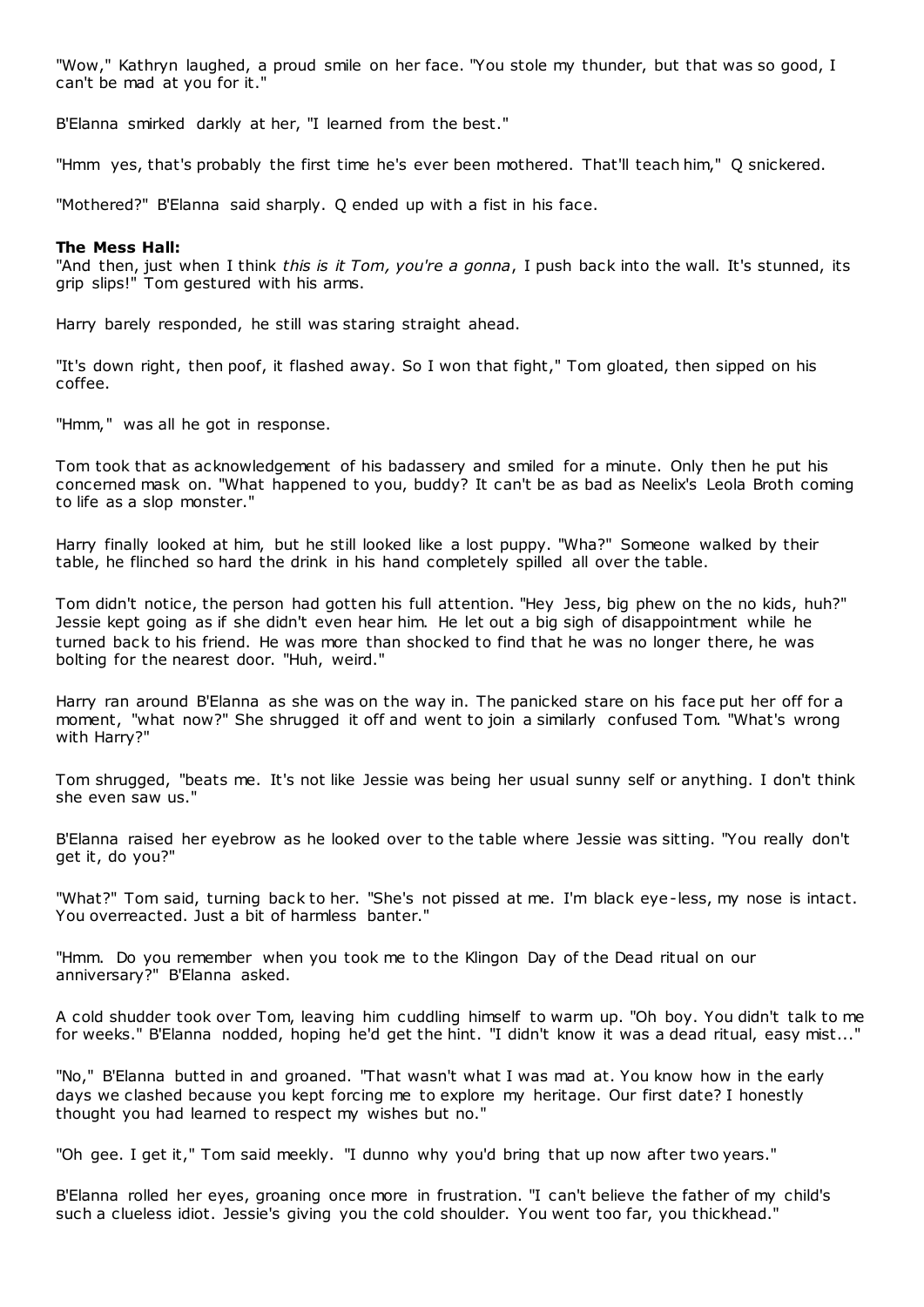"Wow," Kathryn laughed, a proud smile on her face. "You stole my thunder, but that was so good, I can't be mad at you for it."

B'Elanna smirked darkly at her, "I learned from the best."

"Hmm yes, that's probably the first time he's ever been mothered. That'll teach him," Q snickered.

"Mothered?" B'Elanna said sharply. Q ended up with a fist in his face.

**The Mess Hall:**

"And then, just when I think *this is it Tom, you're a gonna*, I push back into the wall. It's stunned, its grip slips!" Tom gestured with his arms.

Harry barely responded, he still was staring straight ahead.

"It's down right, then poof, it flashed away. So I won that fight," Tom gloated, then sipped on his coffee.

"Hmm," was all he got in response.

Tom took that as acknowledgement of his badassery and smiled for a minute. Only then he put his concerned mask on. "What happened to you, buddy? It can't be as bad as Neelix's Leola Broth coming to life as a slop monster."

Harry finally looked at him, but he still looked like a lost puppy. "Wha?" Someone walked by their table, he flinched so hard the drink in his hand completely spilled all over the table.

Tom didn't notice, the person had gotten his full attention. "Hey Jess, big phew on the no kids, huh?" Jessie kept going as if she didn't even hear him. He let out a big sigh of disappointment while he turned back to his friend. He was more than shocked to find that he was no longer there, he was bolting for the nearest door. "Huh, weird."

Harry ran around B'Elanna as she was on the way in. The panicked stare on his face put her off for a moment, "what now?" She shrugged it off and went to join a similarly confused Tom. "What's wrong with Harry?"

Tom shrugged, "beats me. It's not like Jessie was being her usual sunny self or anything. I don't think she even saw us."

B'Elanna raised her eyebrow as he looked over to the table where Jessie was sitting. "You really don't get it, do you?"

"What?" Tom said, turning back to her. "She's not pissed at me. I'm black eye-less, my nose is intact. You overreacted. Just a bit of harmless banter."

"Hmm. Do you remember when you took me to the Klingon Day of the Dead ritual on our anniversary?" B'Elanna asked.

A cold shudder took over Tom, leaving him cuddling himself to warm up. "Oh boy. You didn't talk to me for weeks." B'Elanna nodded, hoping he'd get the hint. "I didn't know it was a dead ritual, easy mist..."

"No," B'Elanna butted in and groaned. "That wasn't what I was mad at. You know how in the early days we clashed because you kept forcing me to explore my heritage. Our first date? I honestly thought you had learned to respect my wishes but no."

"Oh gee. I get it," Tom said meekly. "I dunno why you'd bring that up now after two years."

B'Elanna rolled her eyes, groaning once more in frustration. "I can't believe the father of my child's such a clueless idiot. Jessie's giving you the cold shoulder. You went too far, you thickhead."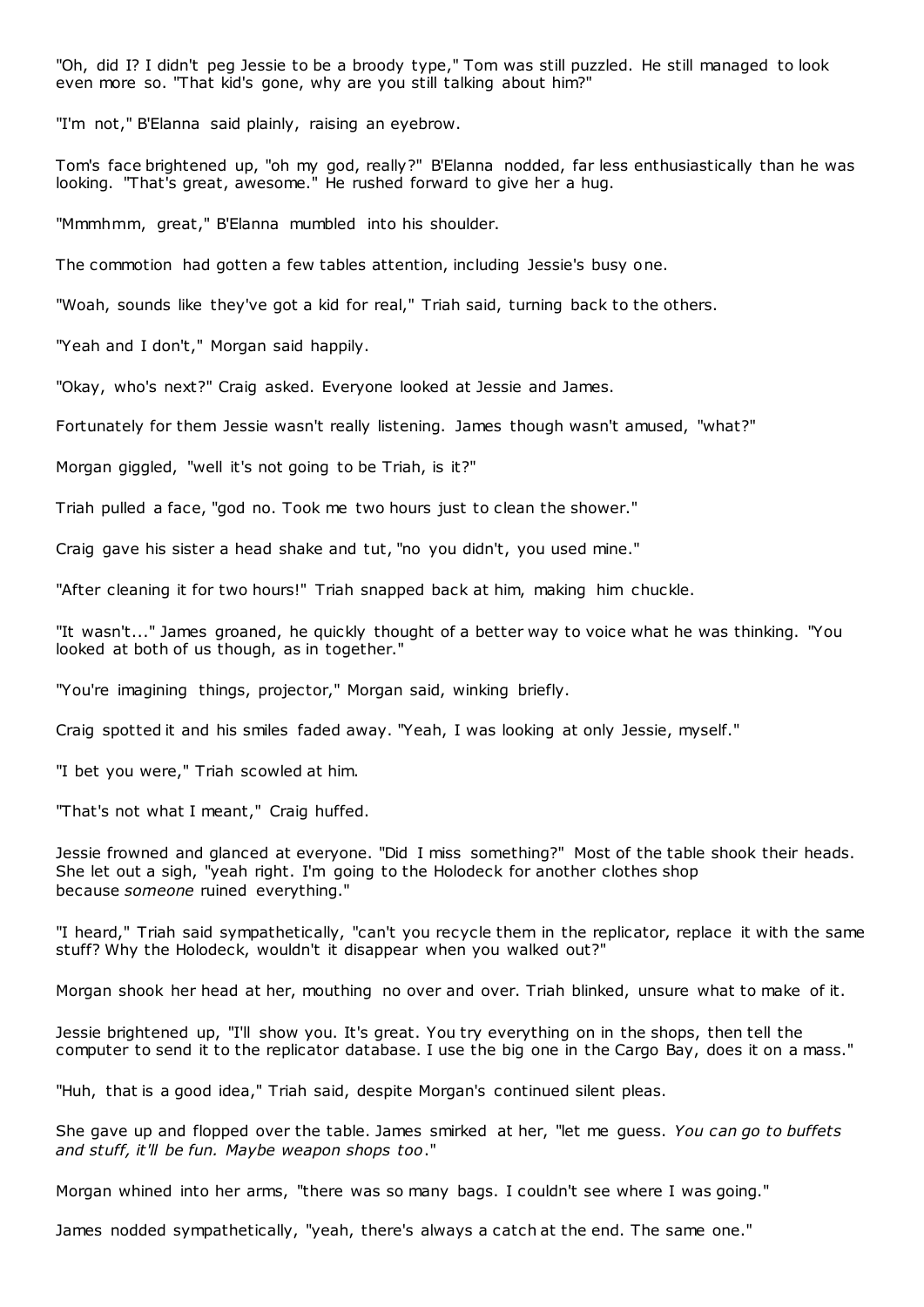"Oh, did I? I didn't peg Jessie to be a broody type," Tom was still puzzled. He still managed to look even more so. "That kid's gone, why are you still talking about him?"

"I'm not," B'Elanna said plainly, raising an eyebrow.

Tom's face brightened up, "oh my god, really?" B'Elanna nodded, far less enthusiastically than he was looking. "That's great, awesome." He rushed forward to give her a hug.

"Mmmhmm, great," B'Elanna mumbled into his shoulder.

The commotion had gotten a few tables attention, including Jessie's busy one.

"Woah, sounds like they've got a kid for real," Triah said, turning back to the others.

"Yeah and I don't," Morgan said happily.

"Okay, who's next?" Craig asked. Everyone looked at Jessie and James.

Fortunately for them Jessie wasn't really listening. James though wasn't amused, "what?"

Morgan giggled, "well it's not going to be Triah, is it?"

Triah pulled a face, "god no. Took me two hours just to clean the shower."

Craig gave his sister a head shake and tut, "no you didn't, you used mine."

"After cleaning it for two hours!" Triah snapped back at him, making him chuckle.

"It wasn't..." James groaned, he quickly thought of a better way to voice what he was thinking. "You looked at both of us though, as in together."

"You're imagining things, projector," Morgan said, winking briefly.

Craig spotted it and his smiles faded away. "Yeah, I was looking at only Jessie, myself."

"I bet you were," Triah scowled at him.

"That's not what I meant," Craig huffed.

Jessie frowned and glanced at everyone. "Did I miss something?" Most of the table shook their heads. She let out a sigh, "yeah right. I'm going to the Holodeck for another clothes shop because *someone* ruined everything."

"I heard," Triah said sympathetically, "can't you recycle them in the replicator, replace it with the same stuff? Why the Holodeck, wouldn't it disappear when you walked out?"

Morgan shook her head at her, mouthing no over and over. Triah blinked, unsure what to make of it.

Jessie brightened up, "I'll show you. It's great. You try everything on in the shops, then tell the computer to send it to the replicator database. I use the big one in the Cargo Bay, does it on a mass."

"Huh, that is a good idea," Triah said, despite Morgan's continued silent pleas.

She gave up and flopped over the table. James smirked at her, "let me guess. *You can go to buffets and stuff, it'll be fun. Maybe weapon shops too*."

Morgan whined into her arms, "there was so many bags. I couldn't see where I was going."

James nodded sympathetically, "yeah, there's always a catch at the end. The same one."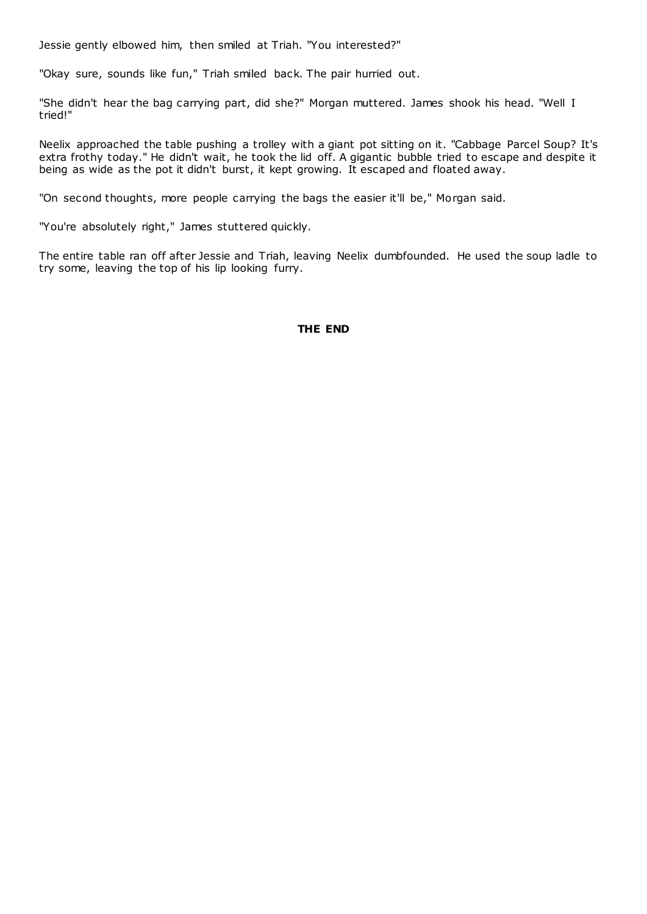Jessie gently elbowed him, then smiled at Triah. "You interested?"

"Okay sure, sounds like fun," Triah smiled back. The pair hurried out.

"She didn't hear the bag carrying part, did she?" Morgan muttered. James shook his head. "Well I tried!"

Neelix approached the table pushing a trolley with a giant pot sitting on it. "Cabbage Parcel Soup? It's extra frothy today." He didn't wait, he took the lid off. A gigantic bubble tried to escape and despite it being as wide as the pot it didn't burst, it kept growing. It escaped and floated away.

"On second thoughts, more people carrying the bags the easier it'll be," Morgan said.

"You're absolutely right," James stuttered quickly.

The entire table ran off after Jessie and Triah, leaving Neelix dumbfounded. He used the soup ladle to try some, leaving the top of his lip looking furry.

**THE END**